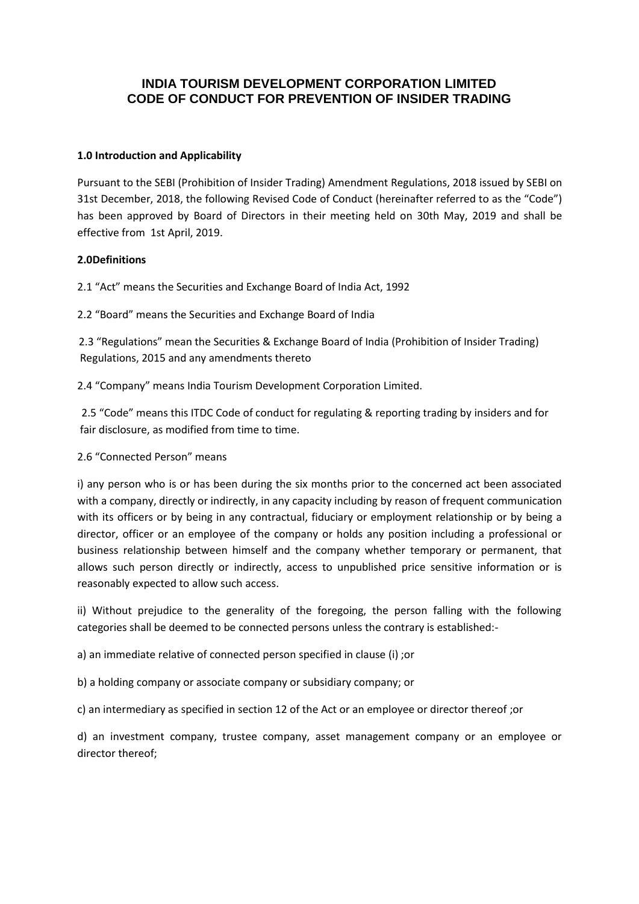# INDIA TOURISM DEVELOPMENT CORPORATION LIMITED
# CODE OF CONDUCT FOR PREVENTION OF INSIDER TRADING

**1.0 Introduction and Applicability**

Pursuant to the SEBI (Prohibition of Insider Trading) Amendment Regulations, 2018 issued by SEBI on 31st December, 2018, the following Revised Code of Conduct (hereinafter referred to as the "Code") has been approved by Board of Directors in their meeting held on 30th May, 2019 and shall be effective from 1st April, 2019.

**2.0Definitions**

2.1 "Act" means the Securities and Exchange Board of India Act, 1992

2.2 "Board" means the Securities and Exchange Board of India

2.3 "Regulations" mean the Securities & Exchange Board of India (Prohibition of Insider Trading) Regulations, 2015 and any amendments thereto

2.4 "Company" means India Tourism Development Corporation Limited.

2.5 "Code" means this ITDC Code of conduct for regulating & reporting trading by insiders and for fair disclosure, as modified from time to time.

2.6 "Connected Person" means

i) any person who is or has been during the six months prior to the concerned act been associated with a company, directly or indirectly, in any capacity including by reason of frequent communication with its officers or by being in any contractual, fiduciary or employment relationship or by being a director, officer or an employee of the company or holds any position including a professional or business relationship between himself and the company whether temporary or permanent, that allows such person directly or indirectly, access to unpublished price sensitive information or is reasonably expected to allow such access.

ii) Without prejudice to the generality of the foregoing, the person falling with the following categories shall be deemed to be connected persons unless the contrary is established:-

a) an immediate relative of connected person specified in clause (i) ;or

b) a holding company or associate company or subsidiary company; or

c) an intermediary as specified in section 12 of the Act or an employee or director thereof ;or

d) an investment company, trustee company, asset management company or an employee or director thereof;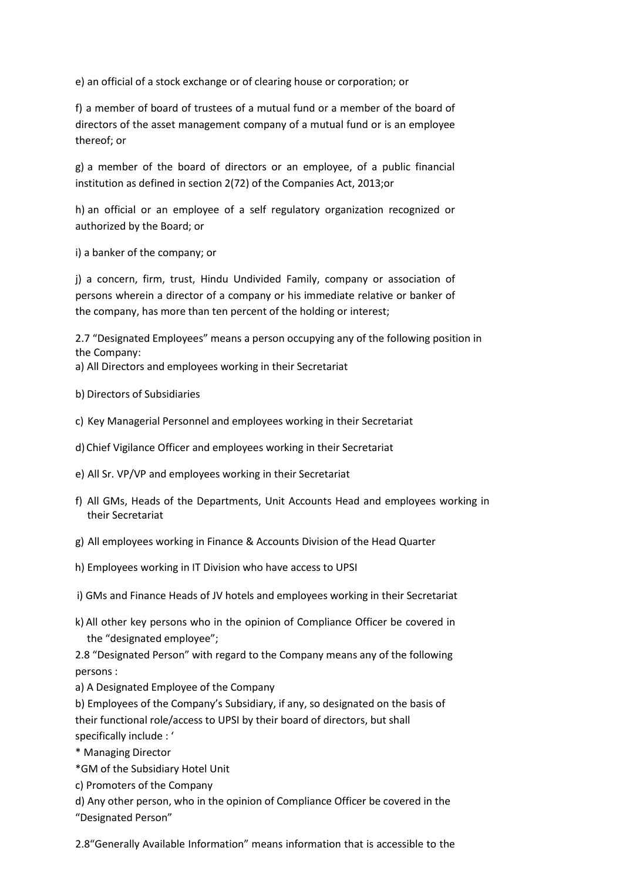e) an official of a stock exchange or of clearing house or corporation; or

f) a member of board of trustees of a mutual fund or a member of the board of directors of the asset management company of a mutual fund or is an employee thereof; or

g) a member of the board of directors or an employee, of a public financial institution as defined in section 2(72) of the Companies Act, 2013;or

h) an official or an employee of a self regulatory organization recognized or authorized by the Board; or

i) a banker of the company; or

j) a concern, firm, trust, Hindu Undivided Family, company or association of persons wherein a director of a company or his immediate relative or banker of the company, has more than ten percent of the holding or interest;

2.7 "Designated Employees" means a person occupying any of the following position in the Company:

a) All Directors and employees working in their Secretariat

b) Directors of Subsidiaries

c) Key Managerial Personnel and employees working in their Secretariat

d) Chief Vigilance Officer and employees working in their Secretariat

e) All Sr. VP/VP and employees working in their Secretariat

f) All GMs, Heads of the Departments, Unit Accounts Head and employees working in their Secretariat

g) All employees working in Finance & Accounts Division of the Head Quarter

h) Employees working in IT Division who have access to UPSI

i) GMs and Finance Heads of JV hotels and employees working in their Secretariat

k) All other key persons who in the opinion of Compliance Officer be covered in the "designated employee";

2.8 "Designated Person" with regard to the Company means any of the following persons :

a) A Designated Employee of the Company

b) Employees of the Company's Subsidiary, if any, so designated on the basis of their functional role/access to UPSI by their board of directors, but shall specifically include : '

\* Managing Director

\*GM of the Subsidiary Hotel Unit

c) Promoters of the Company

d) Any other person, who in the opinion of Compliance Officer be covered in the "Designated Person"

2.8"Generally Available Information" means information that is accessible to the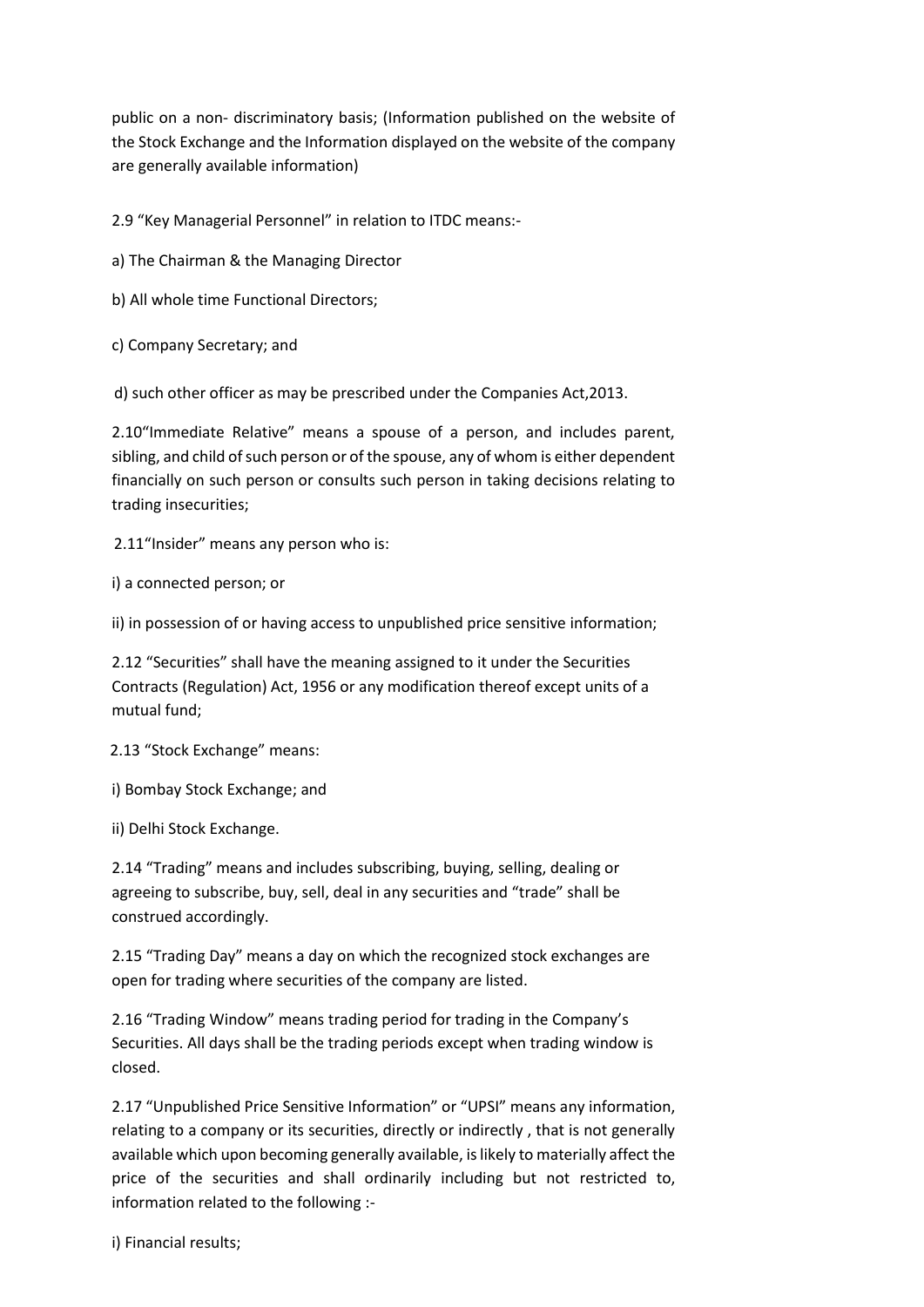public on a non- discriminatory basis; (Information published on the website of the Stock Exchange and the Information displayed on the website of the company are generally available information)

2.9 “Key Managerial Personnel” in relation to ITDC means:-

a) The Chairman & the Managing Director

b) All whole time Functional Directors;

c) Company Secretary; and

d) such other officer as may be prescribed under the Companies Act,2013.

2.10“Immediate Relative” means a spouse of a person, and includes parent, sibling, and child of such person or of the spouse, any of whom is either dependent financially on such person or consults such person in taking decisions relating to trading insecurities;

2.11“Insider” means any person who is:

i) a connected person; or

ii) in possession of or having access to unpublished price sensitive information;

2.12 “Securities” shall have the meaning assigned to it under the Securities Contracts (Regulation) Act, 1956 or any modification thereof except units of a mutual fund;

2.13 “Stock Exchange” means:

i) Bombay Stock Exchange; and

ii) Delhi Stock Exchange.

2.14 “Trading” means and includes subscribing, buying, selling, dealing or agreeing to subscribe, buy, sell, deal in any securities and “trade” shall be construed accordingly.

2.15 “Trading Day” means a day on which the recognized stock exchanges are open for trading where securities of the company are listed.

2.16 “Trading Window” means trading period for trading in the Company’s Securities. All days shall be the trading periods except when trading window is closed.

2.17 “Unpublished Price Sensitive Information” or “UPSI” means any information, relating to a company or its securities, directly or indirectly , that is not generally available which upon becoming generally available, is likely to materially affect the price of the securities and shall ordinarily including but not restricted to, information related to the following :-

i) Financial results;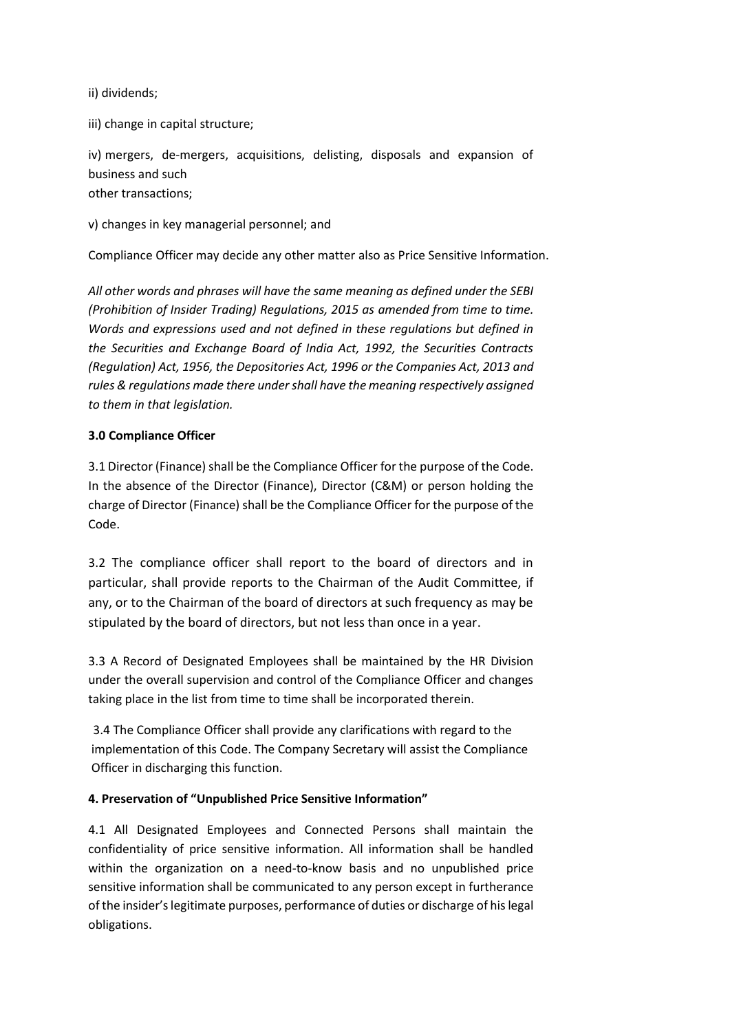ii) dividends;

iii) change in capital structure;

iv) mergers, de-mergers, acquisitions, delisting, disposals and expansion of business and such
other transactions;

v) changes in key managerial personnel; and

Compliance Officer may decide any other matter also as Price Sensitive Information.

*All other words and phrases will have the same meaning as defined under the SEBI (Prohibition of Insider Trading) Regulations, 2015 as amended from time to time. Words and expressions used and not defined in these regulations but defined in the Securities and Exchange Board of India Act, 1992, the Securities Contracts (Regulation) Act, 1956, the Depositories Act, 1996 or the Companies Act, 2013 and rules & regulations made there under shall have the meaning respectively assigned to them in that legislation.*

**3.0 Compliance Officer**

3.1 Director (Finance) shall be the Compliance Officer for the purpose of the Code. In the absence of the Director (Finance), Director (C&M) or person holding the charge of Director (Finance) shall be the Compliance Officer for the purpose of the Code.

3.2 The compliance officer shall report to the board of directors and in particular, shall provide reports to the Chairman of the Audit Committee, if any, or to the Chairman of the board of directors at such frequency as may be stipulated by the board of directors, but not less than once in a year.

3.3 A Record of Designated Employees shall be maintained by the HR Division under the overall supervision and control of the Compliance Officer and changes taking place in the list from time to time shall be incorporated therein.

3.4 The Compliance Officer shall provide any clarifications with regard to the implementation of this Code. The Company Secretary will assist the Compliance Officer in discharging this function.

**4. Preservation of "Unpublished Price Sensitive Information"**

4.1 All Designated Employees and Connected Persons shall maintain the confidentiality of price sensitive information. All information shall be handled within the organization on a need-to-know basis and no unpublished price sensitive information shall be communicated to any person except in furtherance of the insider's legitimate purposes, performance of duties or discharge of his legal obligations.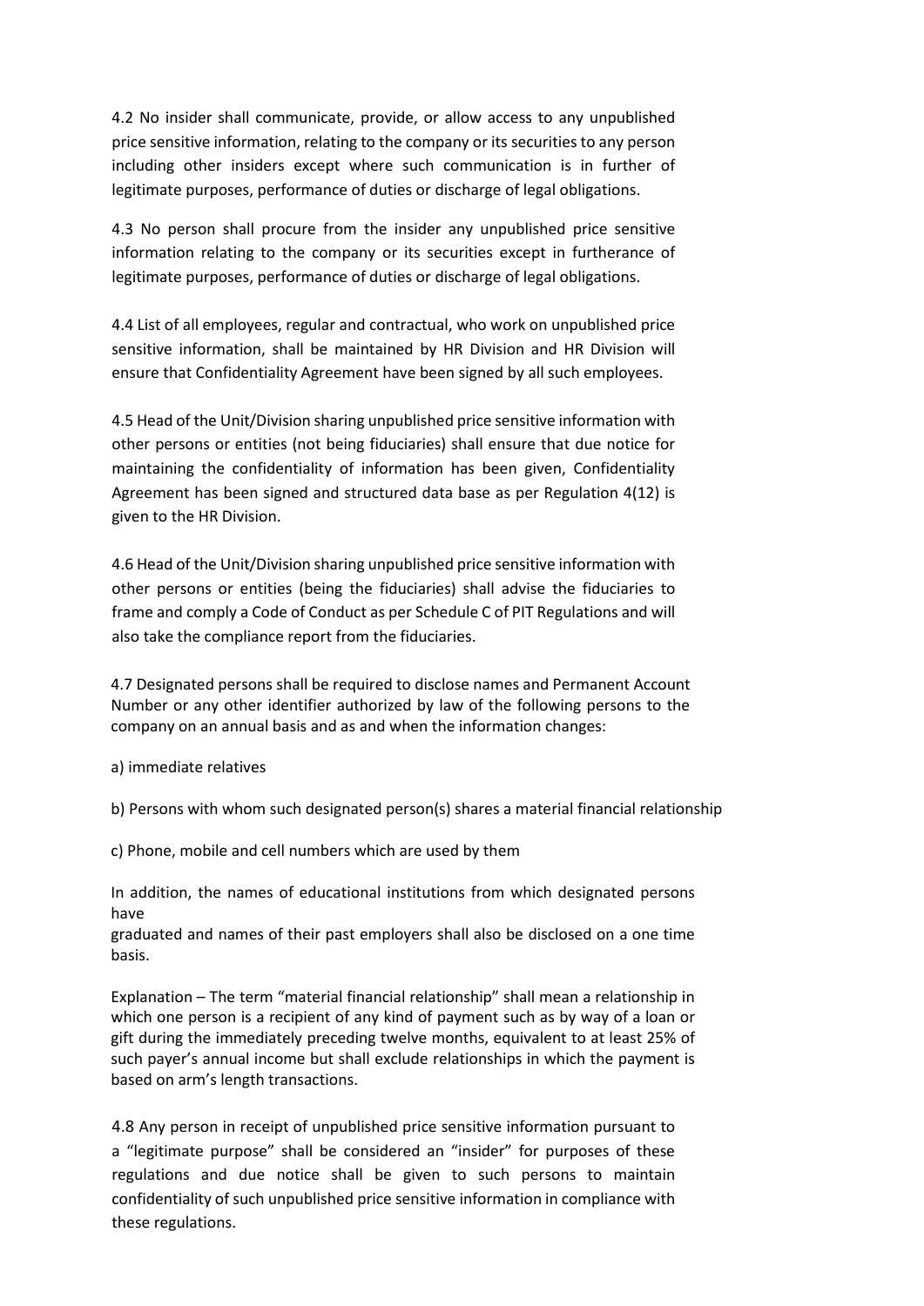4.2 No insider shall communicate, provide, or allow access to any unpublished price sensitive information, relating to the company or its securities to any person including other insiders except where such communication is in further of legitimate purposes, performance of duties or discharge of legal obligations.

4.3 No person shall procure from the insider any unpublished price sensitive information relating to the company or its securities except in furtherance of legitimate purposes, performance of duties or discharge of legal obligations.

4.4 List of all employees, regular and contractual, who work on unpublished price sensitive information, shall be maintained by HR Division and HR Division will ensure that Confidentiality Agreement have been signed by all such employees.

4.5 Head of the Unit/Division sharing unpublished price sensitive information with other persons or entities (not being fiduciaries) shall ensure that due notice for maintaining the confidentiality of information has been given, Confidentiality Agreement has been signed and structured data base as per Regulation 4(12) is given to the HR Division.

4.6 Head of the Unit/Division sharing unpublished price sensitive information with other persons or entities (being the fiduciaries) shall advise the fiduciaries to frame and comply a Code of Conduct as per Schedule C of PIT Regulations and will also take the compliance report from the fiduciaries.

4.7 Designated persons shall be required to disclose names and Permanent Account Number or any other identifier authorized by law of the following persons to the company on an annual basis and as and when the information changes:

a) immediate relatives

b) Persons with whom such designated person(s) shares a material financial relationship

c) Phone, mobile and cell numbers which are used by them

In addition, the names of educational institutions from which designated persons have graduated and names of their past employers shall also be disclosed on a one time basis.

Explanation – The term "material financial relationship" shall mean a relationship in which one person is a recipient of any kind of payment such as by way of a loan or gift during the immediately preceding twelve months, equivalent to at least 25% of such payer's annual income but shall exclude relationships in which the payment is based on arm's length transactions.

4.8 Any person in receipt of unpublished price sensitive information pursuant to a "legitimate purpose" shall be considered an "insider" for purposes of these regulations and due notice shall be given to such persons to maintain confidentiality of such unpublished price sensitive information in compliance with these regulations.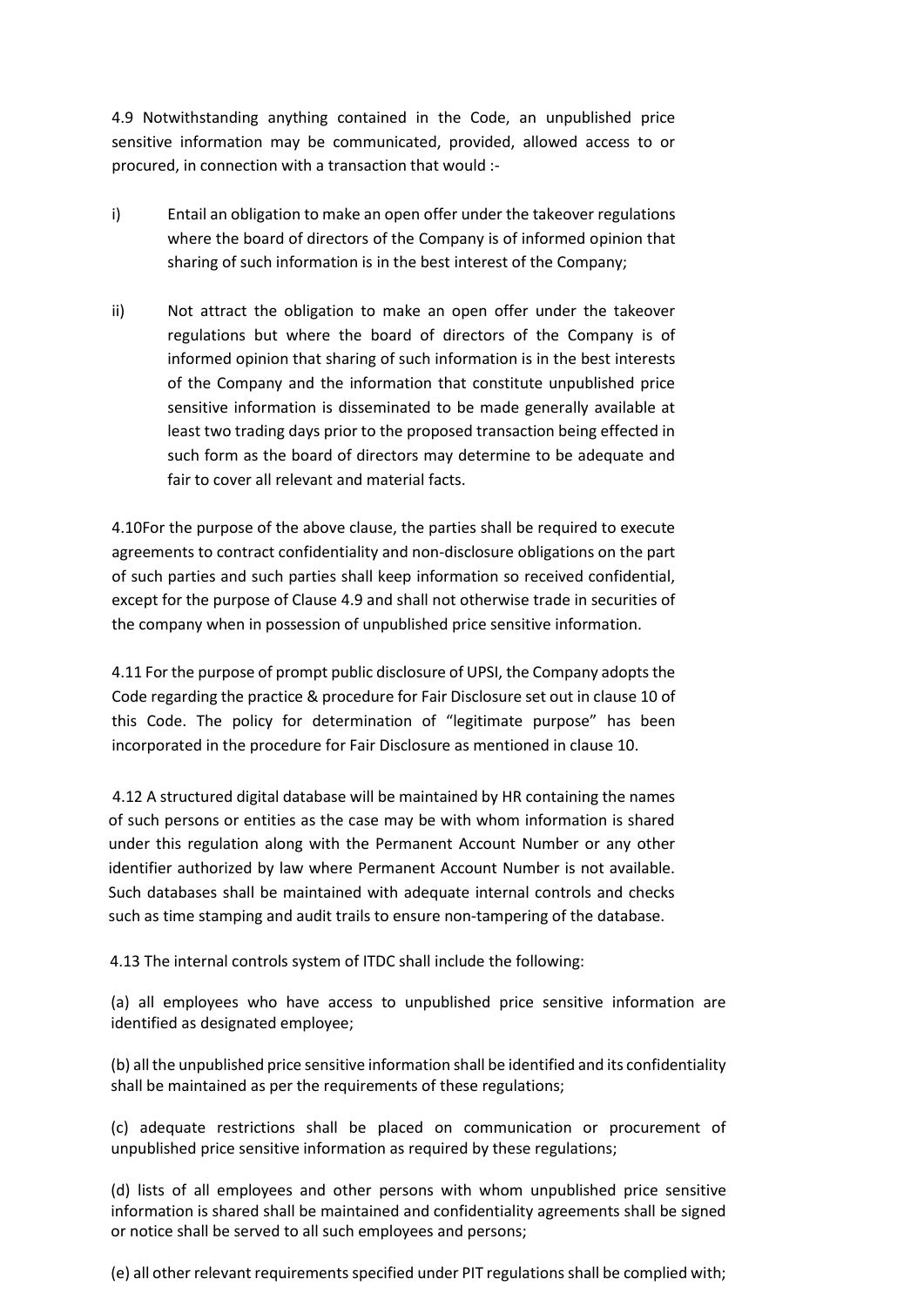4.9 Notwithstanding anything contained in the Code, an unpublished price sensitive information may be communicated, provided, allowed access to or procured, in connection with a transaction that would :-

i) Entail an obligation to make an open offer under the takeover regulations where the board of directors of the Company is of informed opinion that sharing of such information is in the best interest of the Company;

ii) Not attract the obligation to make an open offer under the takeover regulations but where the board of directors of the Company is of informed opinion that sharing of such information is in the best interests of the Company and the information that constitute unpublished price sensitive information is disseminated to be made generally available at least two trading days prior to the proposed transaction being effected in such form as the board of directors may determine to be adequate and fair to cover all relevant and material facts.

4.10For the purpose of the above clause, the parties shall be required to execute agreements to contract confidentiality and non-disclosure obligations on the part of such parties and such parties shall keep information so received confidential, except for the purpose of Clause 4.9 and shall not otherwise trade in securities of the company when in possession of unpublished price sensitive information.

4.11 For the purpose of prompt public disclosure of UPSI, the Company adopts the Code regarding the practice & procedure for Fair Disclosure set out in clause 10 of this Code. The policy for determination of "legitimate purpose" has been incorporated in the procedure for Fair Disclosure as mentioned in clause 10.

4.12 A structured digital database will be maintained by HR containing the names of such persons or entities as the case may be with whom information is shared under this regulation along with the Permanent Account Number or any other identifier authorized by law where Permanent Account Number is not available. Such databases shall be maintained with adequate internal controls and checks such as time stamping and audit trails to ensure non-tampering of the database.

4.13 The internal controls system of ITDC shall include the following:

(a) all employees who have access to unpublished price sensitive information are identified as designated employee;

(b) all the unpublished price sensitive information shall be identified and its confidentiality shall be maintained as per the requirements of these regulations;

(c) adequate restrictions shall be placed on communication or procurement of unpublished price sensitive information as required by these regulations;

(d) lists of all employees and other persons with whom unpublished price sensitive information is shared shall be maintained and confidentiality agreements shall be signed or notice shall be served to all such employees and persons;

(e) all other relevant requirements specified under PIT regulations shall be complied with;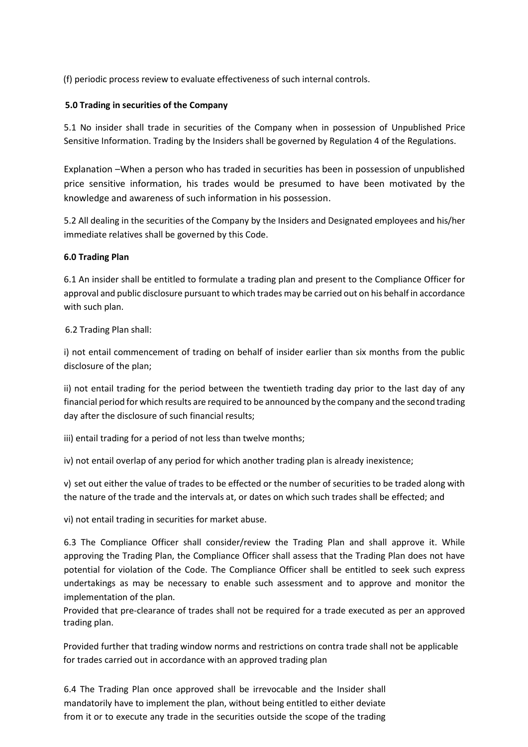(f) periodic process review to evaluate effectiveness of such internal controls.

**5.0 Trading in securities of the Company**

5.1 No insider shall trade in securities of the Company when in possession of Unpublished Price Sensitive Information. Trading by the Insiders shall be governed by Regulation 4 of the Regulations.

Explanation –When a person who has traded in securities has been in possession of unpublished price sensitive information, his trades would be presumed to have been motivated by the knowledge and awareness of such information in his possession.

5.2 All dealing in the securities of the Company by the Insiders and Designated employees and his/her immediate relatives shall be governed by this Code.

**6.0 Trading Plan**

6.1 An insider shall be entitled to formulate a trading plan and present to the Compliance Officer for approval and public disclosure pursuant to which trades may be carried out on his behalf in accordance with such plan.

6.2 Trading Plan shall:

i) not entail commencement of trading on behalf of insider earlier than six months from the public disclosure of the plan;

ii) not entail trading for the period between the twentieth trading day prior to the last day of any financial period for which results are required to be announced by the company and the second trading day after the disclosure of such financial results;

iii) entail trading for a period of not less than twelve months;

iv) not entail overlap of any period for which another trading plan is already inexistence;

v) set out either the value of trades to be effected or the number of securities to be traded along with the nature of the trade and the intervals at, or dates on which such trades shall be effected; and

vi) not entail trading in securities for market abuse.

6.3 The Compliance Officer shall consider/review the Trading Plan and shall approve it. While approving the Trading Plan, the Compliance Officer shall assess that the Trading Plan does not have potential for violation of the Code. The Compliance Officer shall be entitled to seek such express undertakings as may be necessary to enable such assessment and to approve and monitor the implementation of the plan.

Provided that pre-clearance of trades shall not be required for a trade executed as per an approved trading plan.

Provided further that trading window norms and restrictions on contra trade shall not be applicable for trades carried out in accordance with an approved trading plan

6.4 The Trading Plan once approved shall be irrevocable and the Insider shall mandatorily have to implement the plan, without being entitled to either deviate from it or to execute any trade in the securities outside the scope of the trading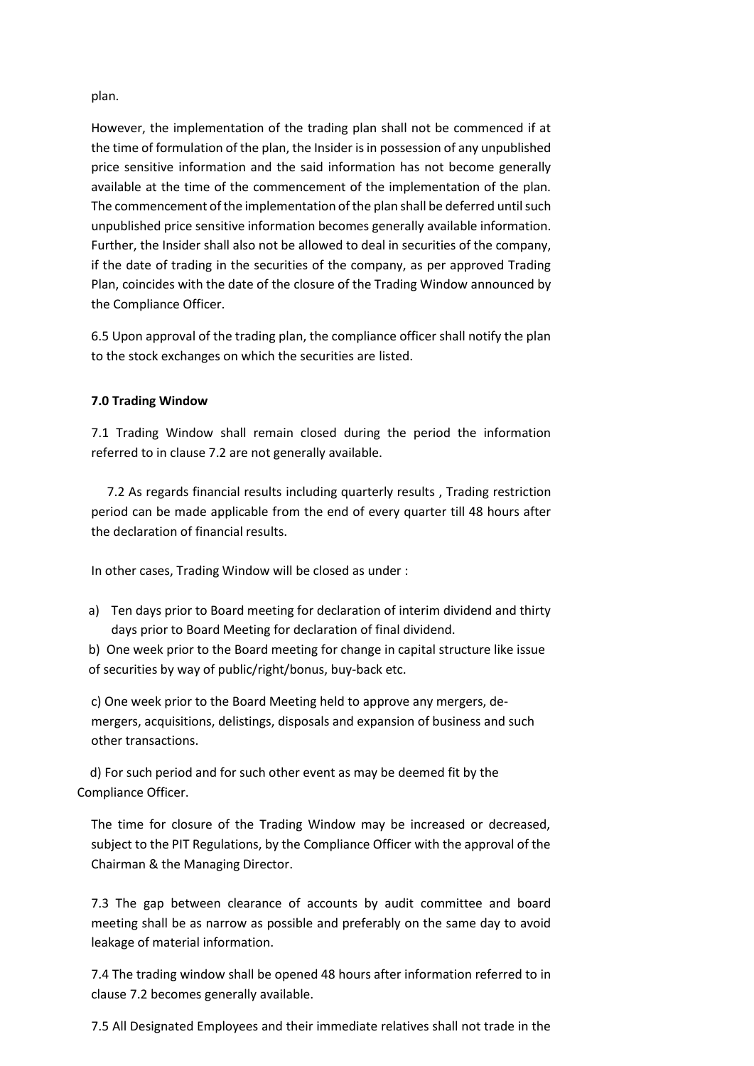plan.

However, the implementation of the trading plan shall not be commenced if at the time of formulation of the plan, the Insider is in possession of any unpublished price sensitive information and the said information has not become generally available at the time of the commencement of the implementation of the plan. The commencement of the implementation of the plan shall be deferred until such unpublished price sensitive information becomes generally available information. Further, the Insider shall also not be allowed to deal in securities of the company, if the date of trading in the securities of the company, as per approved Trading Plan, coincides with the date of the closure of the Trading Window announced by the Compliance Officer.

6.5 Upon approval of the trading plan, the compliance officer shall notify the plan to the stock exchanges on which the securities are listed.

**7.0 Trading Window**

7.1 Trading Window shall remain closed during the period the information referred to in clause 7.2 are not generally available.

7.2 As regards financial results including quarterly results , Trading restriction period can be made applicable from the end of every quarter till 48 hours after the declaration of financial results.

In other cases, Trading Window will be closed as under :

a) Ten days prior to Board meeting for declaration of interim dividend and thirty days prior to Board Meeting for declaration of final dividend.

b) One week prior to the Board meeting for change in capital structure like issue of securities by way of public/right/bonus, buy-back etc.

c) One week prior to the Board Meeting held to approve any mergers, de-mergers, acquisitions, delistings, disposals and expansion of business and such other transactions.

d) For such period and for such other event as may be deemed fit by the Compliance Officer.

The time for closure of the Trading Window may be increased or decreased, subject to the PIT Regulations, by the Compliance Officer with the approval of the Chairman & the Managing Director.

7.3 The gap between clearance of accounts by audit committee and board meeting shall be as narrow as possible and preferably on the same day to avoid leakage of material information.

7.4 The trading window shall be opened 48 hours after information referred to in clause 7.2 becomes generally available.

7.5 All Designated Employees and their immediate relatives shall not trade in the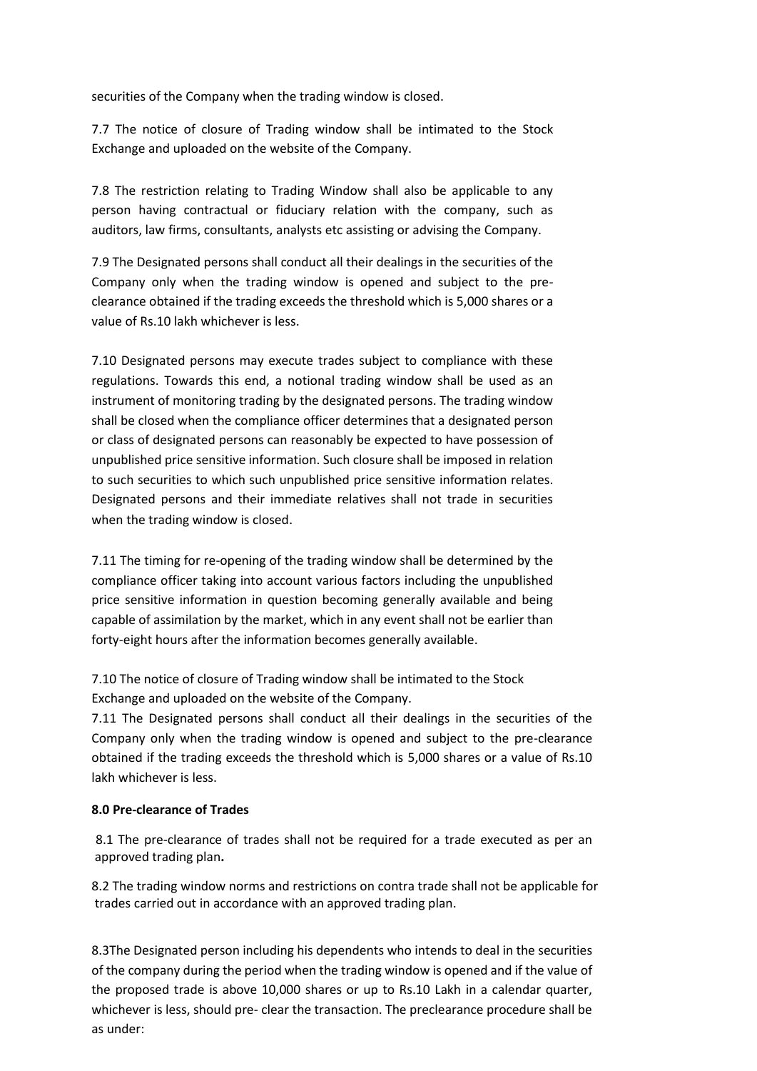securities of the Company when the trading window is closed.

7.7 The notice of closure of Trading window shall be intimated to the Stock Exchange and uploaded on the website of the Company.

7.8 The restriction relating to Trading Window shall also be applicable to any person having contractual or fiduciary relation with the company, such as auditors, law firms, consultants, analysts etc assisting or advising the Company.

7.9 The Designated persons shall conduct all their dealings in the securities of the Company only when the trading window is opened and subject to the pre-clearance obtained if the trading exceeds the threshold which is 5,000 shares or a value of Rs.10 lakh whichever is less.

7.10 Designated persons may execute trades subject to compliance with these regulations. Towards this end, a notional trading window shall be used as an instrument of monitoring trading by the designated persons. The trading window shall be closed when the compliance officer determines that a designated person or class of designated persons can reasonably be expected to have possession of unpublished price sensitive information. Such closure shall be imposed in relation to such securities to which such unpublished price sensitive information relates. Designated persons and their immediate relatives shall not trade in securities when the trading window is closed.

7.11 The timing for re-opening of the trading window shall be determined by the compliance officer taking into account various factors including the unpublished price sensitive information in question becoming generally available and being capable of assimilation by the market, which in any event shall not be earlier than forty-eight hours after the information becomes generally available.

7.10 The notice of closure of Trading window shall be intimated to the Stock Exchange and uploaded on the website of the Company.

7.11 The Designated persons shall conduct all their dealings in the securities of the Company only when the trading window is opened and subject to the pre-clearance obtained if the trading exceeds the threshold which is 5,000 shares or a value of Rs.10 lakh whichever is less.

**8.0 Pre-clearance of Trades**

8.1 The pre-clearance of trades shall not be required for a trade executed as per an approved trading plan**.**

8.2 The trading window norms and restrictions on contra trade shall not be applicable for trades carried out in accordance with an approved trading plan.

8.3The Designated person including his dependents who intends to deal in the securities of the company during the period when the trading window is opened and if the value of the proposed trade is above 10,000 shares or up to Rs.10 Lakh in a calendar quarter, whichever is less, should pre- clear the transaction. The preclearance procedure shall be as under: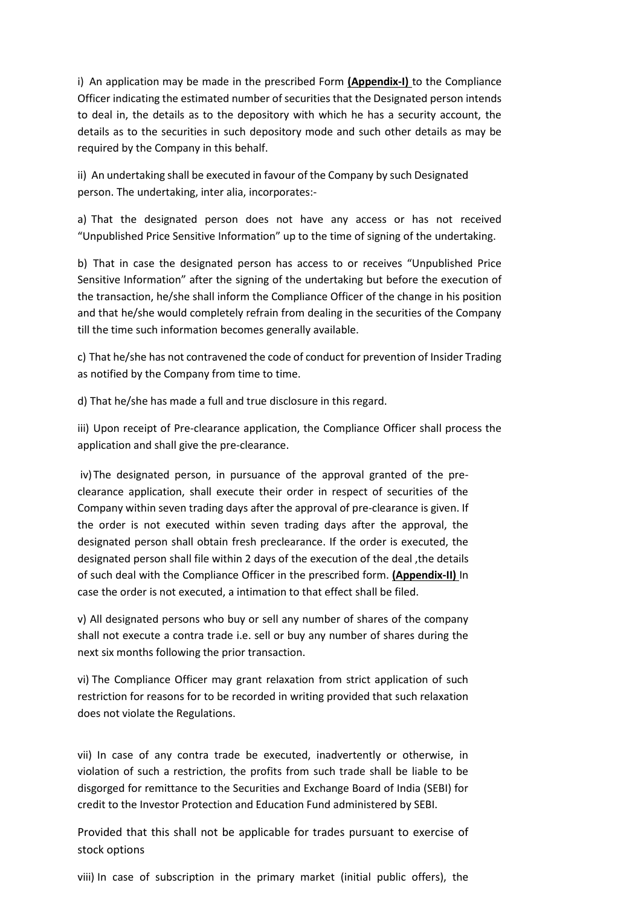i) An application may be made in the prescribed Form **(Appendix-I)** to the Compliance Officer indicating the estimated number of securities that the Designated person intends to deal in, the details as to the depository with which he has a security account, the details as to the securities in such depository mode and such other details as may be required by the Company in this behalf.

ii) An undertaking shall be executed in favour of the Company by such Designated person. The undertaking, inter alia, incorporates:-

a) That the designated person does not have any access or has not received "Unpublished Price Sensitive Information" up to the time of signing of the undertaking.

b) That in case the designated person has access to or receives "Unpublished Price Sensitive Information" after the signing of the undertaking but before the execution of the transaction, he/she shall inform the Compliance Officer of the change in his position and that he/she would completely refrain from dealing in the securities of the Company till the time such information becomes generally available.

c) That he/she has not contravened the code of conduct for prevention of Insider Trading as notified by the Company from time to time.

d) That he/she has made a full and true disclosure in this regard.

iii) Upon receipt of Pre-clearance application, the Compliance Officer shall process the application and shall give the pre-clearance.

iv) The designated person, in pursuance of the approval granted of the pre-clearance application, shall execute their order in respect of securities of the Company within seven trading days after the approval of pre-clearance is given. If the order is not executed within seven trading days after the approval, the designated person shall obtain fresh preclearance. If the order is executed, the designated person shall file within 2 days of the execution of the deal ,the details of such deal with the Compliance Officer in the prescribed form. **(Appendix-II)** In case the order is not executed, a intimation to that effect shall be filed.

v) All designated persons who buy or sell any number of shares of the company shall not execute a contra trade i.e. sell or buy any number of shares during the next six months following the prior transaction.

vi) The Compliance Officer may grant relaxation from strict application of such restriction for reasons for to be recorded in writing provided that such relaxation does not violate the Regulations.

vii) In case of any contra trade be executed, inadvertently or otherwise, in violation of such a restriction, the profits from such trade shall be liable to be disgorged for remittance to the Securities and Exchange Board of India (SEBI) for credit to the Investor Protection and Education Fund administered by SEBI.

Provided that this shall not be applicable for trades pursuant to exercise of stock options

viii) In case of subscription in the primary market (initial public offers), the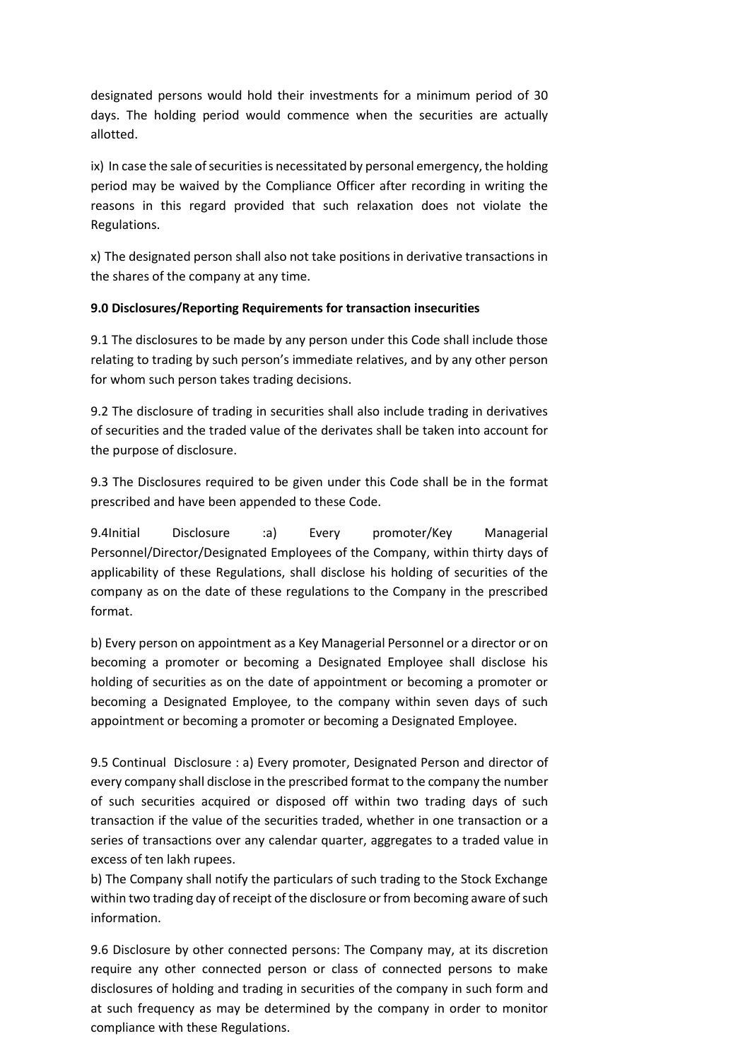designated persons would hold their investments for a minimum period of 30 days. The holding period would commence when the securities are actually allotted.

ix) In case the sale of securities is necessitated by personal emergency, the holding period may be waived by the Compliance Officer after recording in writing the reasons in this regard provided that such relaxation does not violate the Regulations.

x) The designated person shall also not take positions in derivative transactions in the shares of the company at any time.

**9.0 Disclosures/Reporting Requirements for transaction insecurities**

9.1 The disclosures to be made by any person under this Code shall include those relating to trading by such person's immediate relatives, and by any other person for whom such person takes trading decisions.

9.2 The disclosure of trading in securities shall also include trading in derivatives of securities and the traded value of the derivates shall be taken into account for the purpose of disclosure.

9.3 The Disclosures required to be given under this Code shall be in the format prescribed and have been appended to these Code.

9.4Initial Disclosure :a) Every promoter/Key Managerial Personnel/Director/Designated Employees of the Company, within thirty days of applicability of these Regulations, shall disclose his holding of securities of the company as on the date of these regulations to the Company in the prescribed format.

b) Every person on appointment as a Key Managerial Personnel or a director or on becoming a promoter or becoming a Designated Employee shall disclose his holding of securities as on the date of appointment or becoming a promoter or becoming a Designated Employee, to the company within seven days of such appointment or becoming a promoter or becoming a Designated Employee.

9.5 Continual Disclosure : a) Every promoter, Designated Person and director of every company shall disclose in the prescribed format to the company the number of such securities acquired or disposed off within two trading days of such transaction if the value of the securities traded, whether in one transaction or a series of transactions over any calendar quarter, aggregates to a traded value in excess of ten lakh rupees.

b) The Company shall notify the particulars of such trading to the Stock Exchange within two trading day of receipt of the disclosure or from becoming aware of such information.

9.6 Disclosure by other connected persons: The Company may, at its discretion require any other connected person or class of connected persons to make disclosures of holding and trading in securities of the company in such form and at such frequency as may be determined by the company in order to monitor compliance with these Regulations.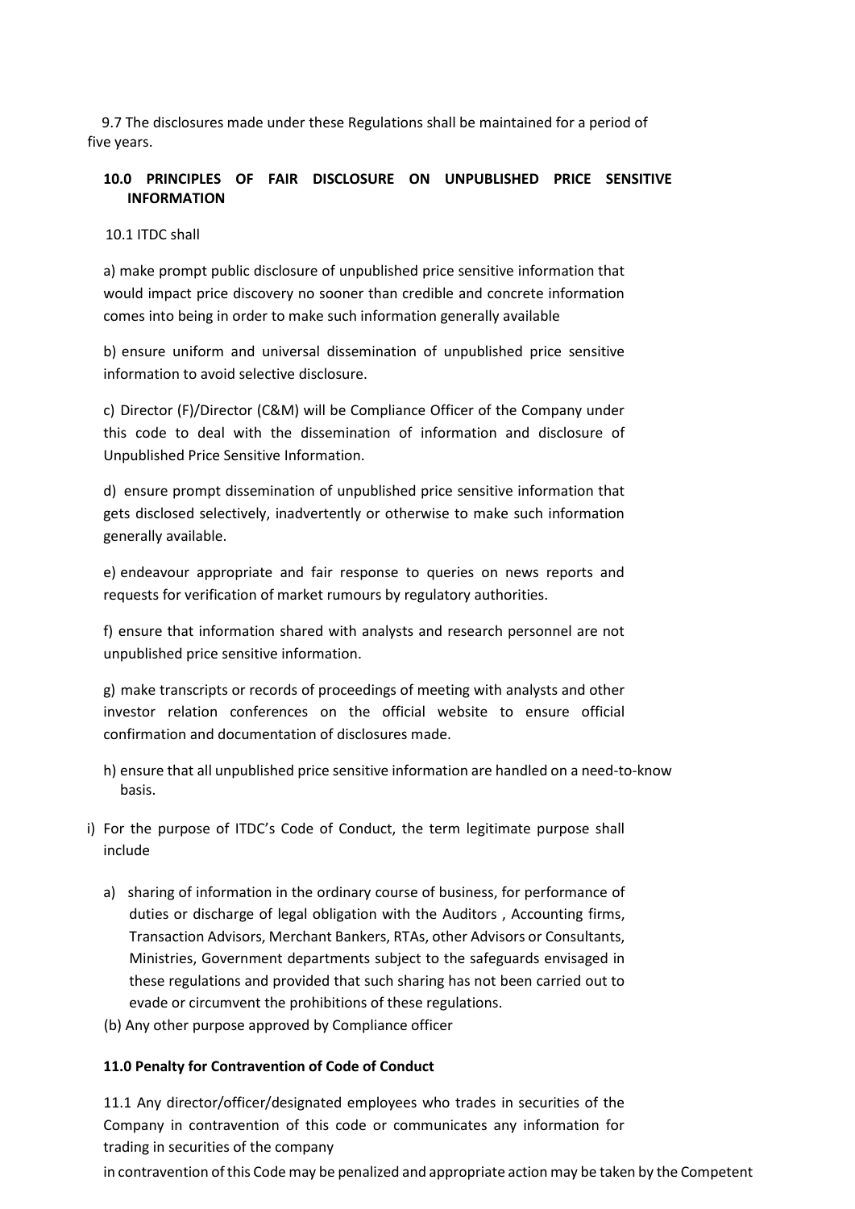9.7 The disclosures made under these Regulations shall be maintained for a period of five years.

**10.0 PRINCIPLES OF FAIR DISCLOSURE ON UNPUBLISHED PRICE SENSITIVE INFORMATION**

10.1 ITDC shall

a) make prompt public disclosure of unpublished price sensitive information that would impact price discovery no sooner than credible and concrete information comes into being in order to make such information generally available

b) ensure uniform and universal dissemination of unpublished price sensitive information to avoid selective disclosure.

c) Director (F)/Director (C&M) will be Compliance Officer of the Company under this code to deal with the dissemination of information and disclosure of Unpublished Price Sensitive Information.

d) ensure prompt dissemination of unpublished price sensitive information that gets disclosed selectively, inadvertently or otherwise to make such information generally available.

e) endeavour appropriate and fair response to queries on news reports and requests for verification of market rumours by regulatory authorities.

f) ensure that information shared with analysts and research personnel are not unpublished price sensitive information.

g) make transcripts or records of proceedings of meeting with analysts and other investor relation conferences on the official website to ensure official confirmation and documentation of disclosures made.

h) ensure that all unpublished price sensitive information are handled on a need-to-know basis.

i) For the purpose of ITDC's Code of Conduct, the term legitimate purpose shall include

a) sharing of information in the ordinary course of business, for performance of duties or discharge of legal obligation with the Auditors , Accounting firms, Transaction Advisors, Merchant Bankers, RTAs, other Advisors or Consultants, Ministries, Government departments subject to the safeguards envisaged in these regulations and provided that such sharing has not been carried out to evade or circumvent the prohibitions of these regulations.

(b) Any other purpose approved by Compliance officer

**11.0 Penalty for Contravention of Code of Conduct**

11.1 Any director/officer/designated employees who trades in securities of the Company in contravention of this code or communicates any information for trading in securities of the company

in contravention of this Code may be penalized and appropriate action may be taken by the Competent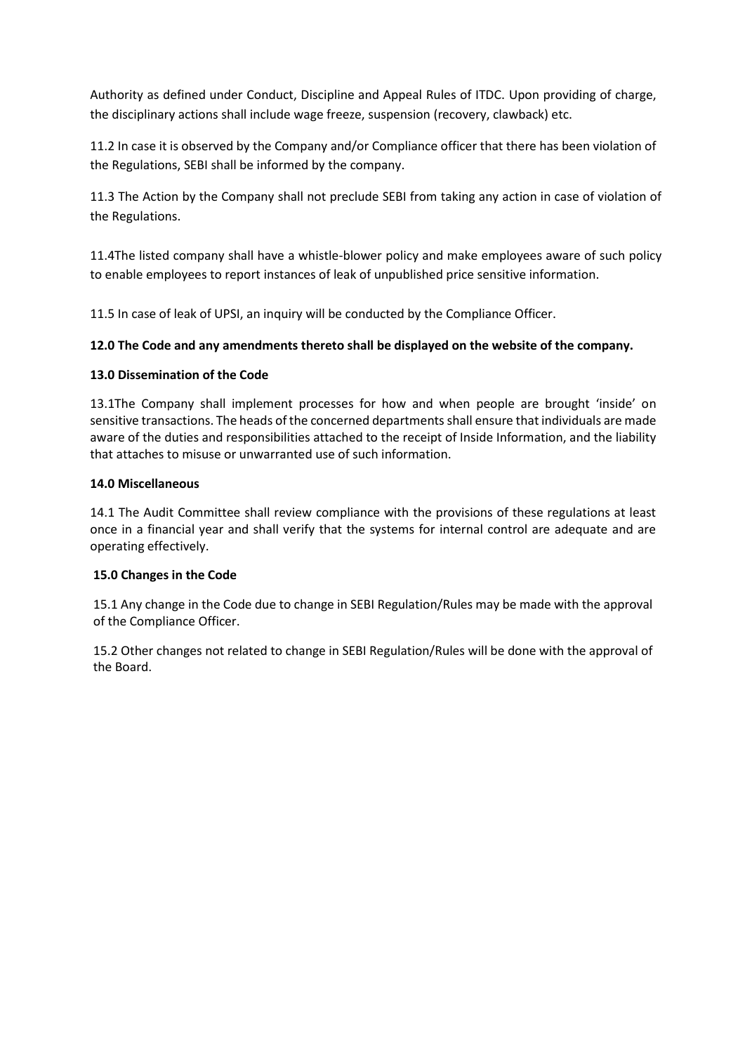Authority as defined under Conduct, Discipline and Appeal Rules of ITDC. Upon providing of charge, the disciplinary actions shall include wage freeze, suspension (recovery, clawback) etc.

11.2 In case it is observed by the Company and/or Compliance officer that there has been violation of the Regulations, SEBI shall be informed by the company.

11.3 The Action by the Company shall not preclude SEBI from taking any action in case of violation of the Regulations.

11.4The listed company shall have a whistle-blower policy and make employees aware of such policy to enable employees to report instances of leak of unpublished price sensitive information.

11.5 In case of leak of UPSI, an inquiry will be conducted by the Compliance Officer.

**12.0 The Code and any amendments thereto shall be displayed on the website of the company.**

**13.0 Dissemination of the Code**

13.1The Company shall implement processes for how and when people are brought 'inside' on sensitive transactions. The heads of the concerned departments shall ensure that individuals are made aware of the duties and responsibilities attached to the receipt of Inside Information, and the liability that attaches to misuse or unwarranted use of such information.

**14.0 Miscellaneous**

14.1 The Audit Committee shall review compliance with the provisions of these regulations at least once in a financial year and shall verify that the systems for internal control are adequate and are operating effectively.

**15.0 Changes in the Code**

15.1 Any change in the Code due to change in SEBI Regulation/Rules may be made with the approval of the Compliance Officer.

15.2 Other changes not related to change in SEBI Regulation/Rules will be done with the approval of the Board.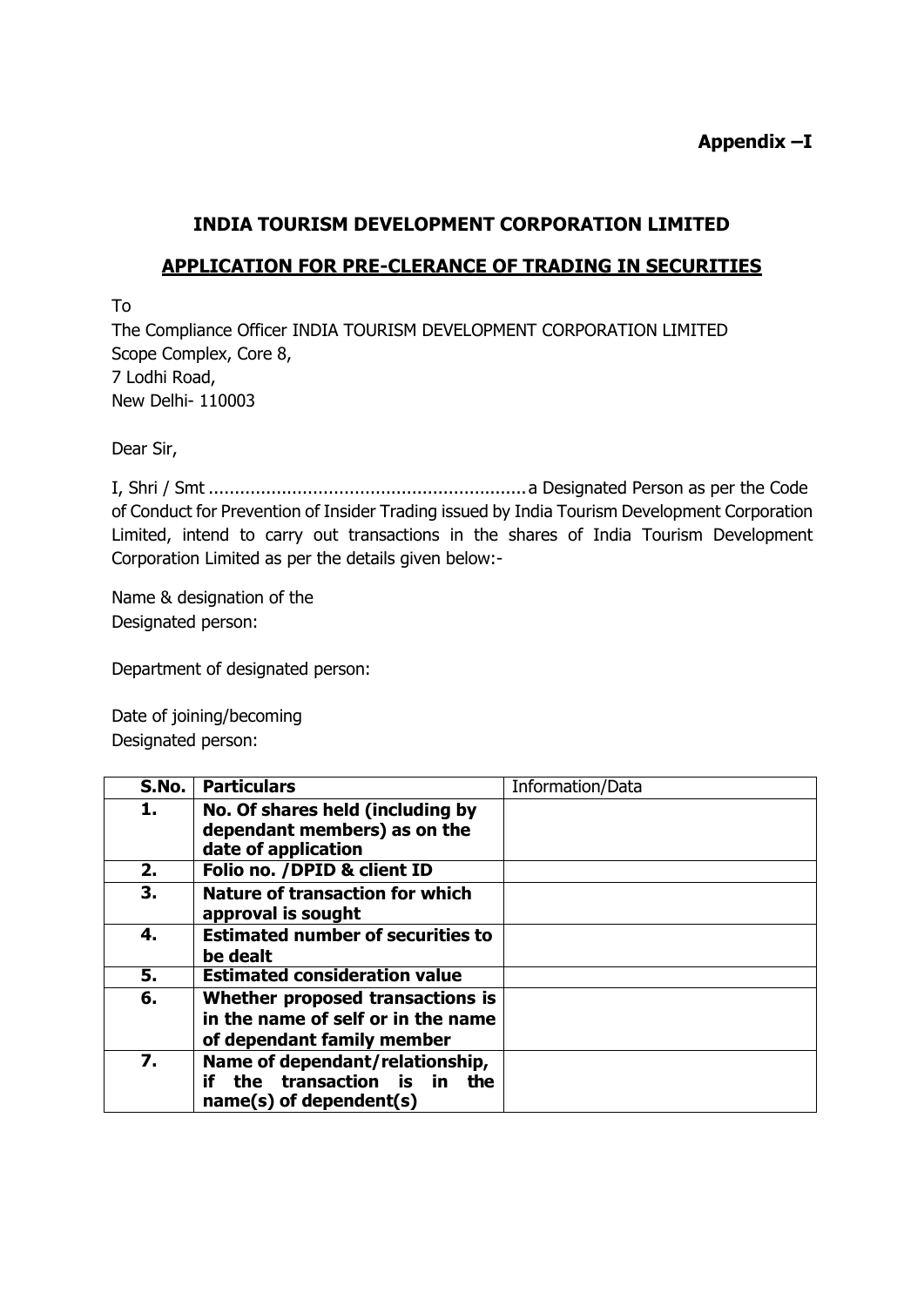**Appendix –I**

## INDIA TOURISM DEVELOPMENT CORPORATION LIMITED

## APPLICATION FOR PRE-CLERANCE OF TRADING IN SECURITIES

To
The Compliance Officer INDIA TOURISM DEVELOPMENT CORPORATION LIMITED
Scope Complex, Core 8,
7 Lodhi Road,
New Delhi- 110003

Dear Sir,

I, Shri / Smt ............................................................. a Designated Person as per the Code of Conduct for Prevention of Insider Trading issued by India Tourism Development Corporation Limited, intend to carry out transactions in the shares of India Tourism Development Corporation Limited as per the details given below:-

Name & designation of the
Designated person:

Department of designated person:

Date of joining/becoming
Designated person:

| S.No. | Particulars | Information/Data |
|---|---|---|
| **1.** | **No. Of shares held (including by dependant members) as on the date of application** | |
| **2.** | **Folio no. /DPID & client ID** | |
| **3.** | **Nature of transaction for which approval is sought** | |
| **4.** | **Estimated number of securities to be dealt** | |
| **5.** | **Estimated consideration value** | |
| **6.** | **Whether proposed transactions is in the name of self or in the name of dependant family member** | |
| **7.** | **Name of dependant/relationship, if the transaction is in the name(s) of dependent(s)** | |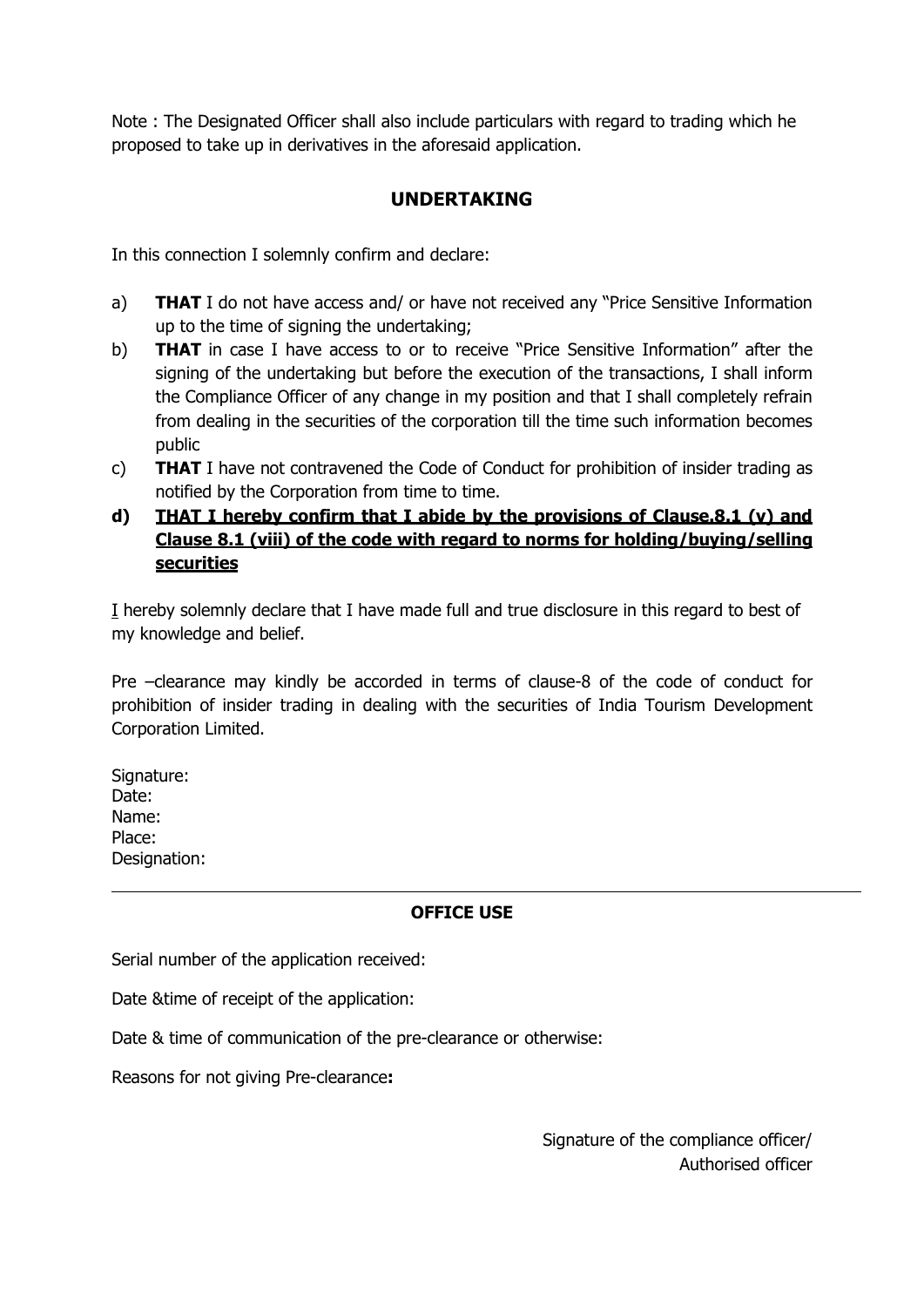Note : The Designated Officer shall also include particulars with regard to trading which he proposed to take up in derivatives in the aforesaid application.

## UNDERTAKING

In this connection I solemnly confirm and declare:

a) **THAT** I do not have access and/ or have not received any "Price Sensitive Information up to the time of signing the undertaking;

b) **THAT** in case I have access to or to receive "Price Sensitive Information" after the signing of the undertaking but before the execution of the transactions, I shall inform the Compliance Officer of any change in my position and that I shall completely refrain from dealing in the securities of the corporation till the time such information becomes public

c) **THAT** I have not contravened the Code of Conduct for prohibition of insider trading as notified by the Corporation from time to time.

**d) <u>THAT I hereby confirm that I abide by the provisions of Clause.8.1 (v) and Clause 8.1 (viii) of the code with regard to norms for holding/buying/selling securities</u>**

<u>I</u> hereby solemnly declare that I have made full and true disclosure in this regard to best of my knowledge and belief.

Pre –clearance may kindly be accorded in terms of clause-8 of the code of conduct for prohibition of insider trading in dealing with the securities of India Tourism Development Corporation Limited.

Signature:
Date:
Name:
Place:
Designation:

---

**OFFICE USE**

Serial number of the application received:

Date &time of receipt of the application:

Date & time of communication of the pre-clearance or otherwise:

Reasons for not giving Pre-clearance**:**

Signature of the compliance officer/
Authorised officer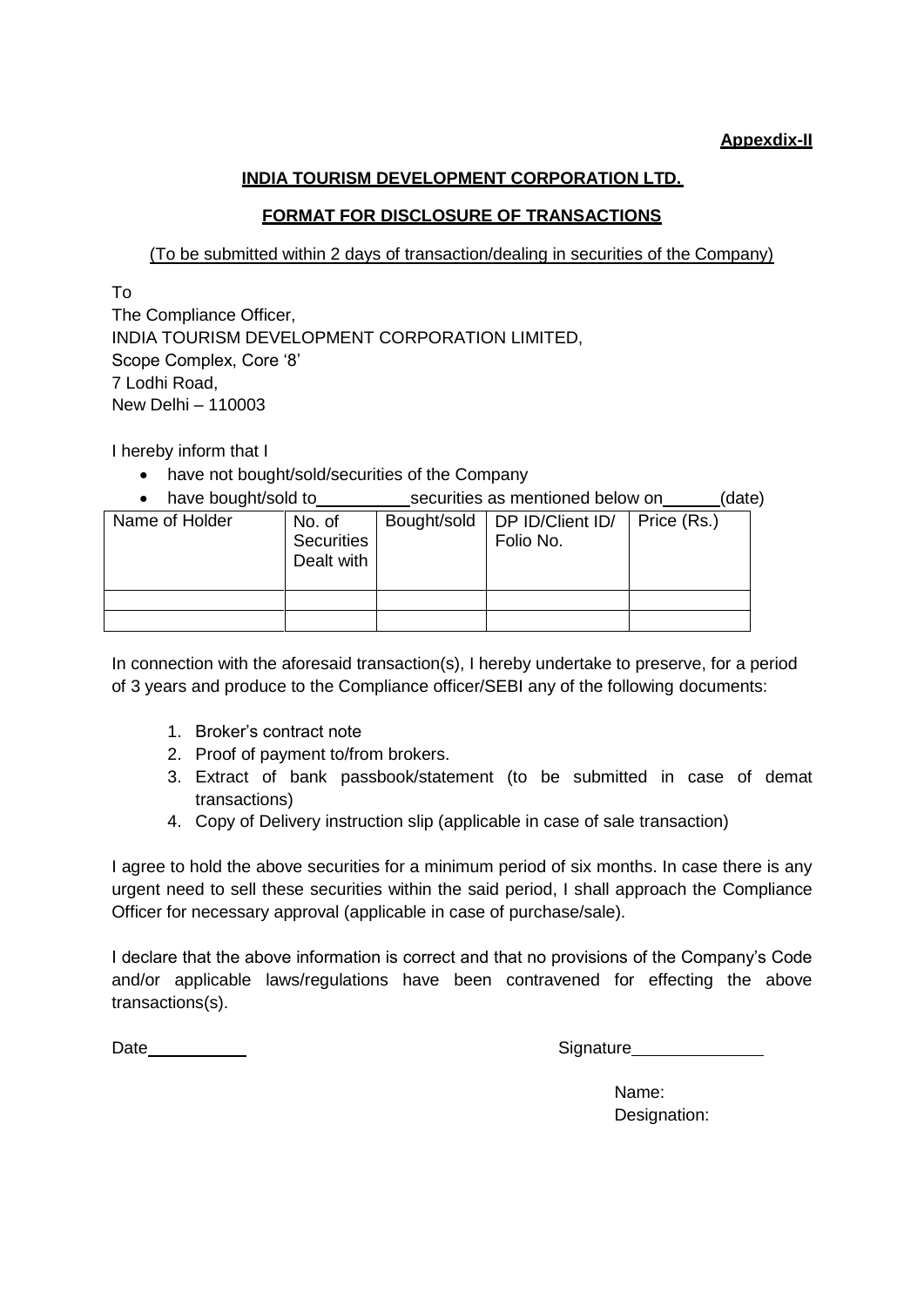**Appexdix-II**

**INDIA TOURISM DEVELOPMENT CORPORATION LTD.**

**FORMAT FOR DISCLOSURE OF TRANSACTIONS**

(To be submitted within 2 days of transaction/dealing in securities of the Company)

To
The Compliance Officer,
INDIA TOURISM DEVELOPMENT CORPORATION LIMITED,
Scope Complex, Core '8'
7 Lodhi Road,
New Delhi – 110003

I hereby inform that I

- have not bought/sold/securities of the Company
- have bought/sold to__________securities as mentioned below on______(date)

| Name of Holder | No. of Securities Dealt with | Bought/sold | DP ID/Client ID/ Folio No. | Price (Rs.) |
|---|---|---|---|---|
| | | | | |
| | | | | |

In connection with the aforesaid transaction(s), I hereby undertake to preserve, for a period of 3 years and produce to the Compliance officer/SEBI any of the following documents:

1. Broker's contract note
2. Proof of payment to/from brokers.
3. Extract of bank passbook/statement (to be submitted in case of demat transactions)
4. Copy of Delivery instruction slip (applicable in case of sale transaction)

I agree to hold the above securities for a minimum period of six months. In case there is any urgent need to sell these securities within the said period, I shall approach the Compliance Officer for necessary approval (applicable in case of purchase/sale).

I declare that the above information is correct and that no provisions of the Company's Code and/or applicable laws/regulations have been contravened for effecting the above transactions(s).

Date___________

Signature______________

Name:
Designation: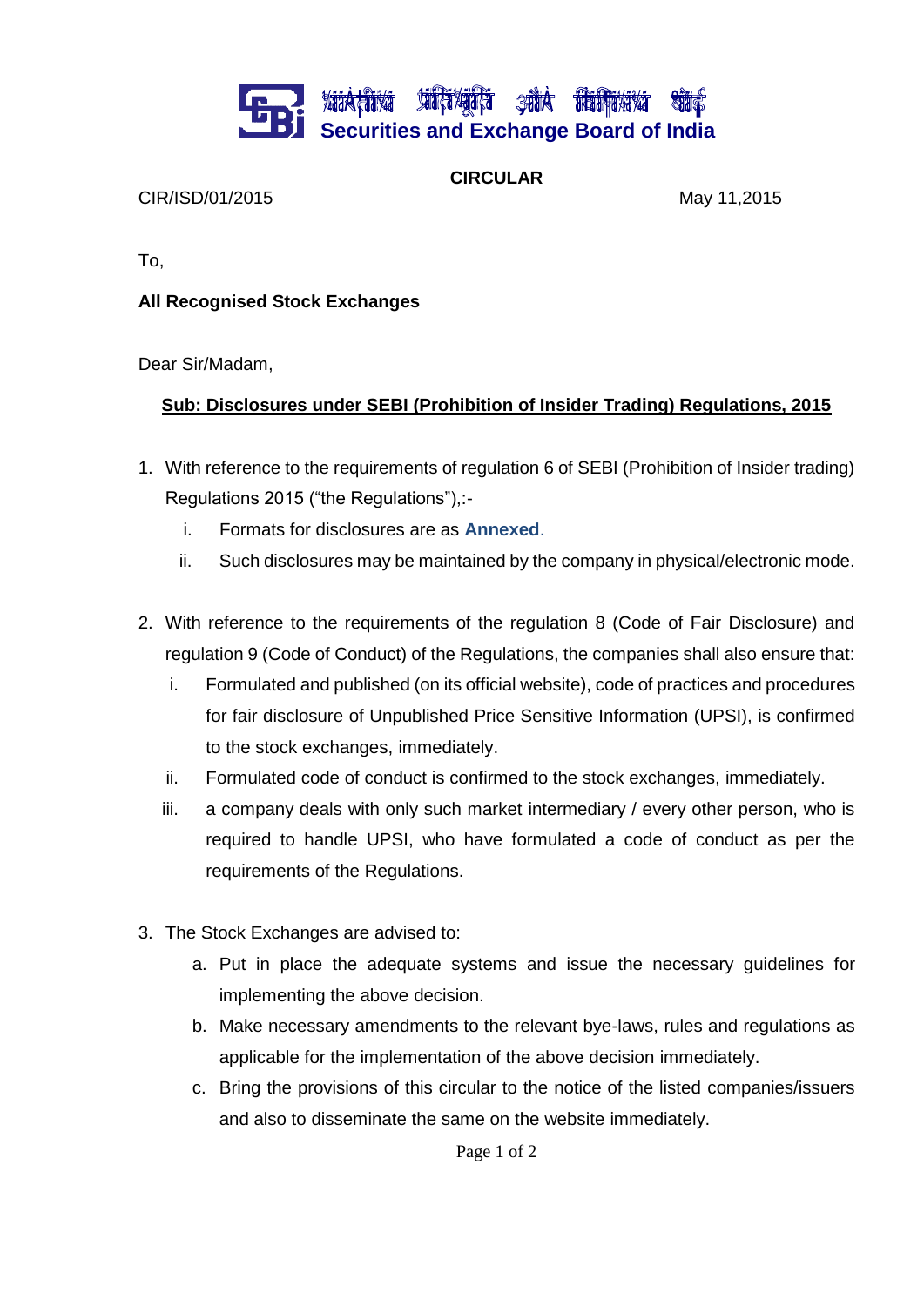# Securities and Exchange Board of India

**CIRCULAR**

CIR/ISD/01/2015 May 11,2015

To,

**All Recognised Stock Exchanges**

Dear Sir/Madam,

**Sub: Disclosures under SEBI (Prohibition of Insider Trading) Regulations, 2015**

1. With reference to the requirements of regulation 6 of SEBI (Prohibition of Insider trading) Regulations 2015 ("the Regulations"),:-
   i. Formats for disclosures are as **Annexed**.
   ii. Such disclosures may be maintained by the company in physical/electronic mode.

2. With reference to the requirements of the regulation 8 (Code of Fair Disclosure) and regulation 9 (Code of Conduct) of the Regulations, the companies shall also ensure that:
   i. Formulated and published (on its official website), code of practices and procedures for fair disclosure of Unpublished Price Sensitive Information (UPSI), is confirmed to the stock exchanges, immediately.
   ii. Formulated code of conduct is confirmed to the stock exchanges, immediately.
   iii. a company deals with only such market intermediary / every other person, who is required to handle UPSI, who have formulated a code of conduct as per the requirements of the Regulations.

3. The Stock Exchanges are advised to:
   a. Put in place the adequate systems and issue the necessary guidelines for implementing the above decision.
   b. Make necessary amendments to the relevant bye-laws, rules and regulations as applicable for the implementation of the above decision immediately.
   c. Bring the provisions of this circular to the notice of the listed companies/issuers and also to disseminate the same on the website immediately.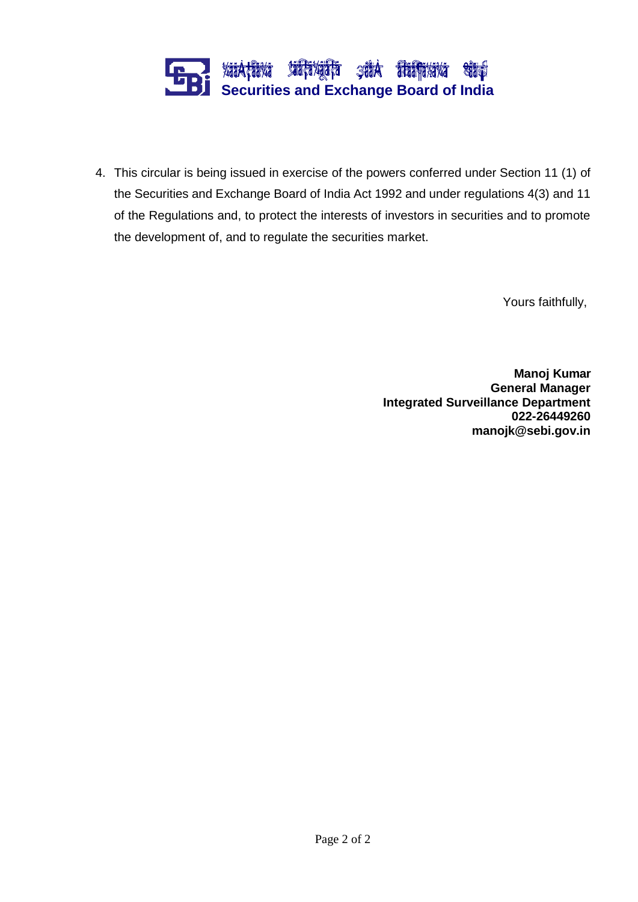4. This circular is being issued in exercise of the powers conferred under Section 11 (1) of the Securities and Exchange Board of India Act 1992 and under regulations 4(3) and 11 of the Regulations and, to protect the interests of investors in securities and to promote the development of, and to regulate the securities market.

Yours faithfully,

**Manoj Kumar**
**General Manager**
**Integrated Surveillance Department**
**022-26449260**
**manojk@sebi.gov.in**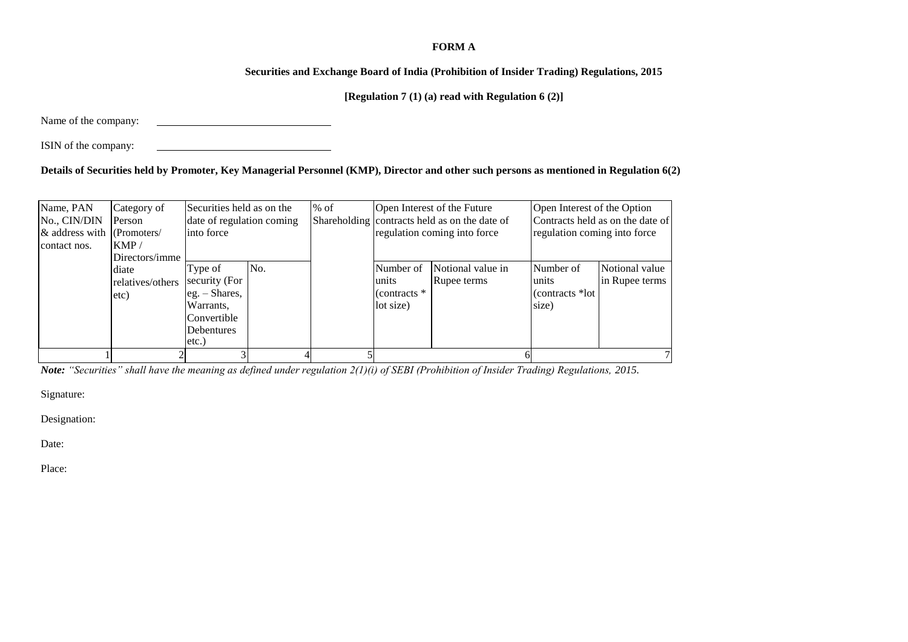**FORM A**

**Securities and Exchange Board of India (Prohibition of Insider Trading) Regulations, 2015**

**[Regulation 7 (1) (a) read with Regulation 6 (2)]**

Name of the company: \_\_\_\_\_\_\_\_\_\_\_\_\_\_\_\_\_\_\_\_\_\_\_\_\_\_\_\_\_\_

ISIN of the company: \_\_\_\_\_\_\_\_\_\_\_\_\_\_\_\_\_\_\_\_\_\_\_\_\_\_\_\_\_\_

**Details of Securities held by Promoter, Key Managerial Personnel (KMP), Director and other such persons as mentioned in Regulation 6(2)**

| Name, PAN No., CIN/DIN & address with contact nos. | Category of Person (Promoters/ KMP / Directors/immediate relatives/others etc) | Securities held as on the date of regulation coming into force | | % of Shareholding | Open Interest of the Future contracts held as on the date of regulation coming into force | | Open Interest of the Option Contracts held as on the date of regulation coming into force | |
|---|---|---|---|---|---|---|---|---|
| | | Type of security (For eg. – Shares, Warrants, Convertible Debentures etc.) | No. | | Number of units (contracts * lot size) | Notional value in Rupee terms | Number of units (contracts *lot size) | Notional value in Rupee terms |
| 1 | 2 | 3 | 4 | 5 | 6 | | 7 | |

***Note:*** *"Securities" shall have the meaning as defined under regulation 2(1)(i) of SEBI (Prohibition of Insider Trading) Regulations, 2015.*

Signature:

Designation:

Date:

Place: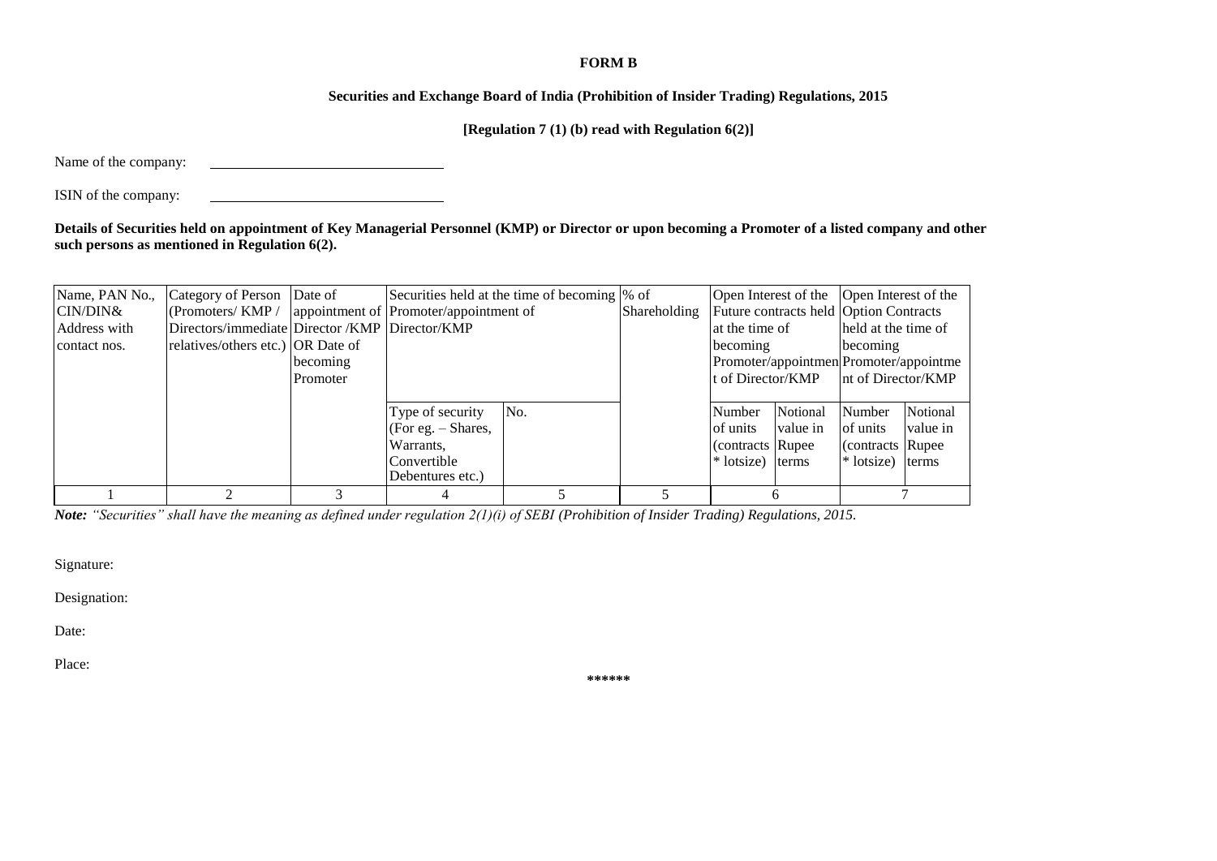**FORM B**

**Securities and Exchange Board of India (Prohibition of Insider Trading) Regulations, 2015**

**[Regulation 7 (1) (b) read with Regulation 6(2)]**

Name of the company: ______________________________

ISIN of the company: ______________________________

**Details of Securities held on appointment of Key Managerial Personnel (KMP) or Director or upon becoming a Promoter of a listed company and other such persons as mentioned in Regulation 6(2).**

| Name, PAN No., CIN/DIN& Address with contact nos. | Category of Person (Promoters/ KMP / Directors/immediate relatives/others etc.) | Date of appointment of Director /KMP OR Date of becoming Promoter | Securities held at the time of becoming Promoter/appointment of Director/KMP | | % of Shareholding | Open Interest of the Future contracts held at the time of becoming Promoter/appointment of Director/KMP | | Open Interest of the Option Contracts held at the time of becoming Promoter/appointment of Director/KMP | |
|---|---|---|---|---|---|---|---|---|---|
| | | | Type of security (For eg. – Shares, Warrants, Convertible Debentures etc.) | No. | | Number of units (contracts * lotsize) | Notional value in Rupee terms | Number of units (contracts * lotsize) | Notional value in Rupee terms |
| 1 | 2 | 3 | 4 | 5 | 5 | 6 | | 7 | |

***Note:*** *"Securities" shall have the meaning as defined under regulation 2(1)(i) of SEBI (Prohibition of Insider Trading) Regulations, 2015.*

Signature:

Designation:

Date:

Place:

******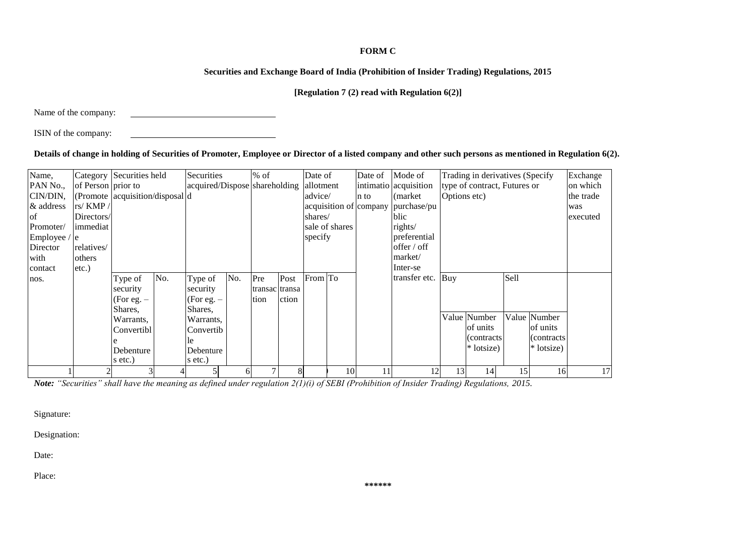**FORM C**

**Securities and Exchange Board of India (Prohibition of Insider Trading) Regulations, 2015**

**[Regulation 7 (2) read with Regulation 6(2)]**

Name of the company: \_\_\_\_\_\_\_\_\_\_\_\_\_\_\_\_\_\_\_\_\_\_\_\_\_\_\_\_

ISIN of the company: \_\_\_\_\_\_\_\_\_\_\_\_\_\_\_\_\_\_\_\_\_\_\_\_\_\_\_\_

**Details of change in holding of Securities of Promoter, Employee or Director of a listed company and other such persons as mentioned in Regulation 6(2).**

| Name, PAN No., CIN/DIN, & address of Promoter/ Employee / Director with contact nos. | Category of Person (Promoters/ KMP / Directors/ immediate relatives/ others etc.) | Securities held prior to acquisition/disposal | | Securities acquired/Disposed | | % of shareholding | | Date of allotment advice/ acquisition of shares/ sale of shares specify | | Date of intimation to company | Mode of acquisition (market purchase/public rights/ preferential offer / off market/ Inter-se transfer etc. | Trading in derivatives (Specify type of contract, Futures or Options etc) | | | | Exchange on which the trade was executed |
|---|---|---|---|---|---|---|---|---|---|---|---|---|---|---|---|---|
| | | Type of security (For eg. – Shares, Warrants, Convertible Debentures etc.) | No. | Type of security (For eg. – Shares, Warrants, Convertible Debentures etc.) | No. | Pre transaction | Post transaction | From | To | | | Buy | | Sell | | |
| | | | | | | | | | | | | Value | Number of units (contracts * lotsize) | Value | Number of units (contracts * lotsize) | |
| 1 | 2 | 3 | 4 | 5 | 6 | 7 | 8 | | 10 | 11 | 12 | 13 | 14 | 15 | 16 | 17 |

***Note:*** *"Securities" shall have the meaning as defined under regulation 2(1)(i) of SEBI (Prohibition of Insider Trading) Regulations, 2015.*

Signature:

Designation:

Date:

Place:

\*\*\*\*\*\*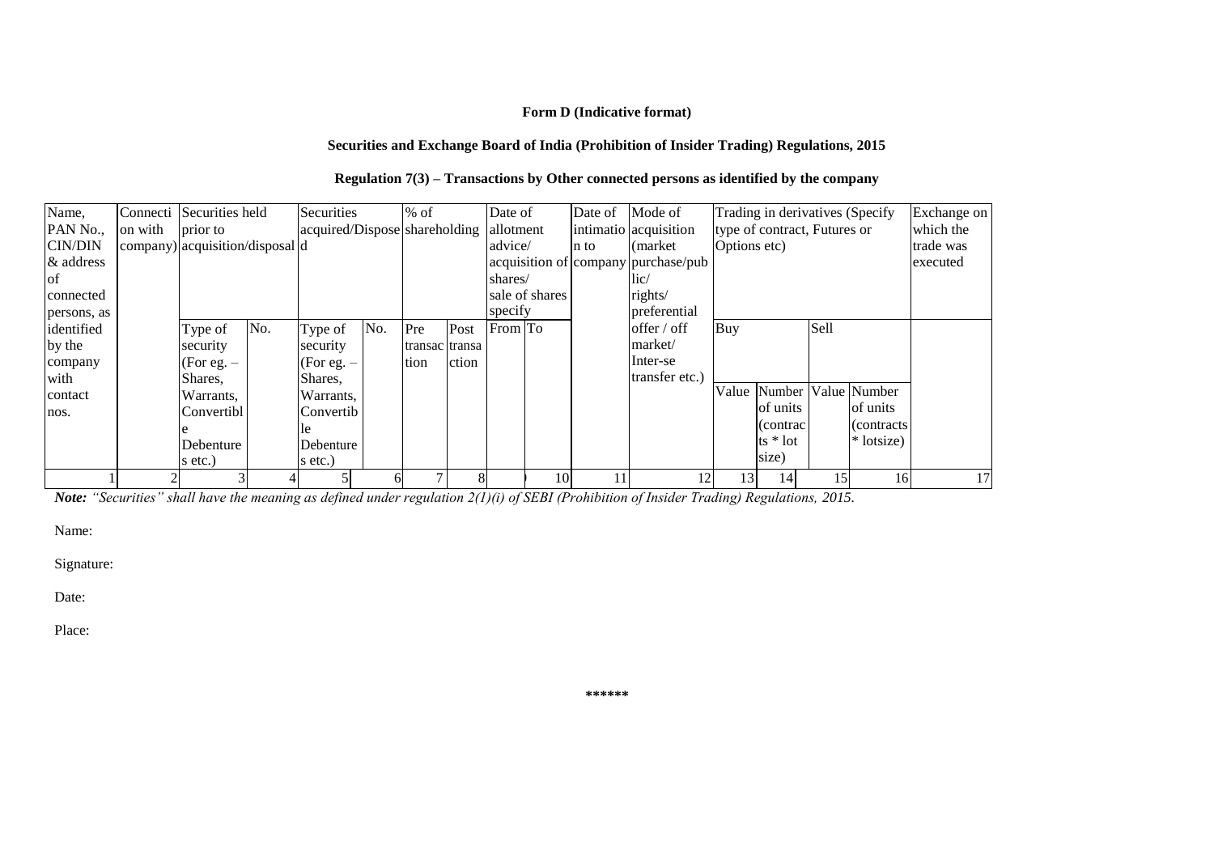**Form D (Indicative format)**

**Securities and Exchange Board of India (Prohibition of Insider Trading) Regulations, 2015**

**Regulation 7(3) – Transactions by Other connected persons as identified by the company**

| Name, PAN No., CIN/DIN & address of connected persons, as identified by the company with contact nos. | Connection with company) | Securities held prior to acquisition/disposal | | Securities acquired/Disposed | | % of shareholding | | Date of allotment advice/ acquisition of shares/ sale of shares specify | | Date of intimation to company | Mode of acquisition (market purchase/public/ rights/ preferential offer / off market/ Inter-se transfer etc.) | Trading in derivatives (Specify type of contract, Futures or Options etc) | | | | Exchange on which the trade was executed |
|---|---|---|---|---|---|---|---|---|---|---|---|---|---|---|---|---|
| | | Type of security (For eg. – Shares, Warrants, Convertible Debentures etc.) | No. | Type of security (For eg. – Shares, Warrants, Convertible Debenture s etc.) | No. | Pre transaction | Post transaction | From | To | | | Buy | | Sell | | |
| | | | | | | | | | | | | Value | Number of units (contracts * lot size) | Value | Number of units (contracts * lotsize) | |
| 1 | 2 | 3 | 4 | 5 | 6 | 7 | 8 | 9 | 10 | 11 | 12 | 13 | 14 | 15 | 16 | 17 |

***Note:** "Securities" shall have the meaning as defined under regulation 2(1)(i) of SEBI (Prohibition of Insider Trading) Regulations, 2015.*

Name:

Signature:

Date:

Place:

******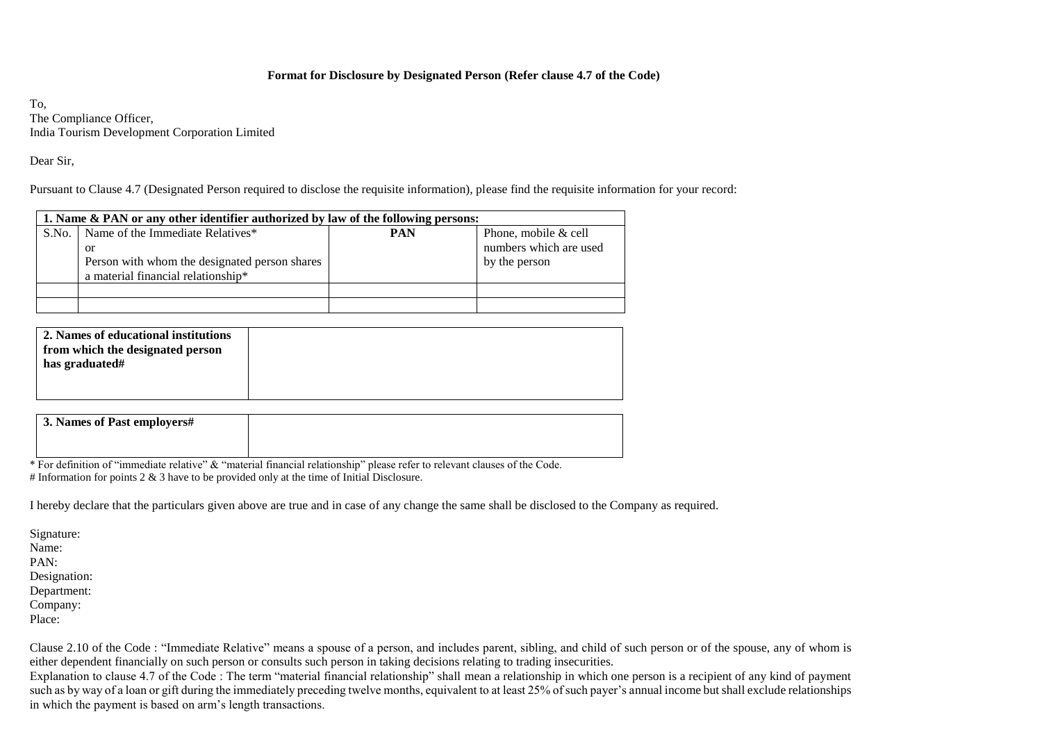**Format for Disclosure by Designated Person (Refer clause 4.7 of the Code)**

To,
The Compliance Officer,
India Tourism Development Corporation Limited

Dear Sir,

Pursuant to Clause 4.7 (Designated Person required to disclose the requisite information), please find the requisite information for your record:

| **1. Name & PAN or any other identifier authorized by law of the following persons:** | | | |
|---|---|---|---|
| S.No. | Name of the Immediate Relatives* or Person with whom the designated person shares a material financial relationship* | **PAN** | Phone, mobile & cell numbers which are used by the person |
| | | | |
| | | | |

| **2. Names of educational institutions from which the designated person has graduated#** | |
|---|---|

| **3. Names of Past employers#** | |
|---|---|

* For definition of "immediate relative" & "material financial relationship" please refer to relevant clauses of the Code.
# Information for points 2 & 3 have to be provided only at the time of Initial Disclosure.

I hereby declare that the particulars given above are true and in case of any change the same shall be disclosed to the Company as required.

Signature:
Name:
PAN:
Designation:
Department:
Company:
Place:

Clause 2.10 of the Code : "Immediate Relative" means a spouse of a person, and includes parent, sibling, and child of such person or of the spouse, any of whom is either dependent financially on such person or consults such person in taking decisions relating to trading insecurities.
Explanation to clause 4.7 of the Code : The term "material financial relationship" shall mean a relationship in which one person is a recipient of any kind of payment such as by way of a loan or gift during the immediately preceding twelve months, equivalent to at least 25% of such payer's annual income but shall exclude relationships in which the payment is based on arm's length transactions.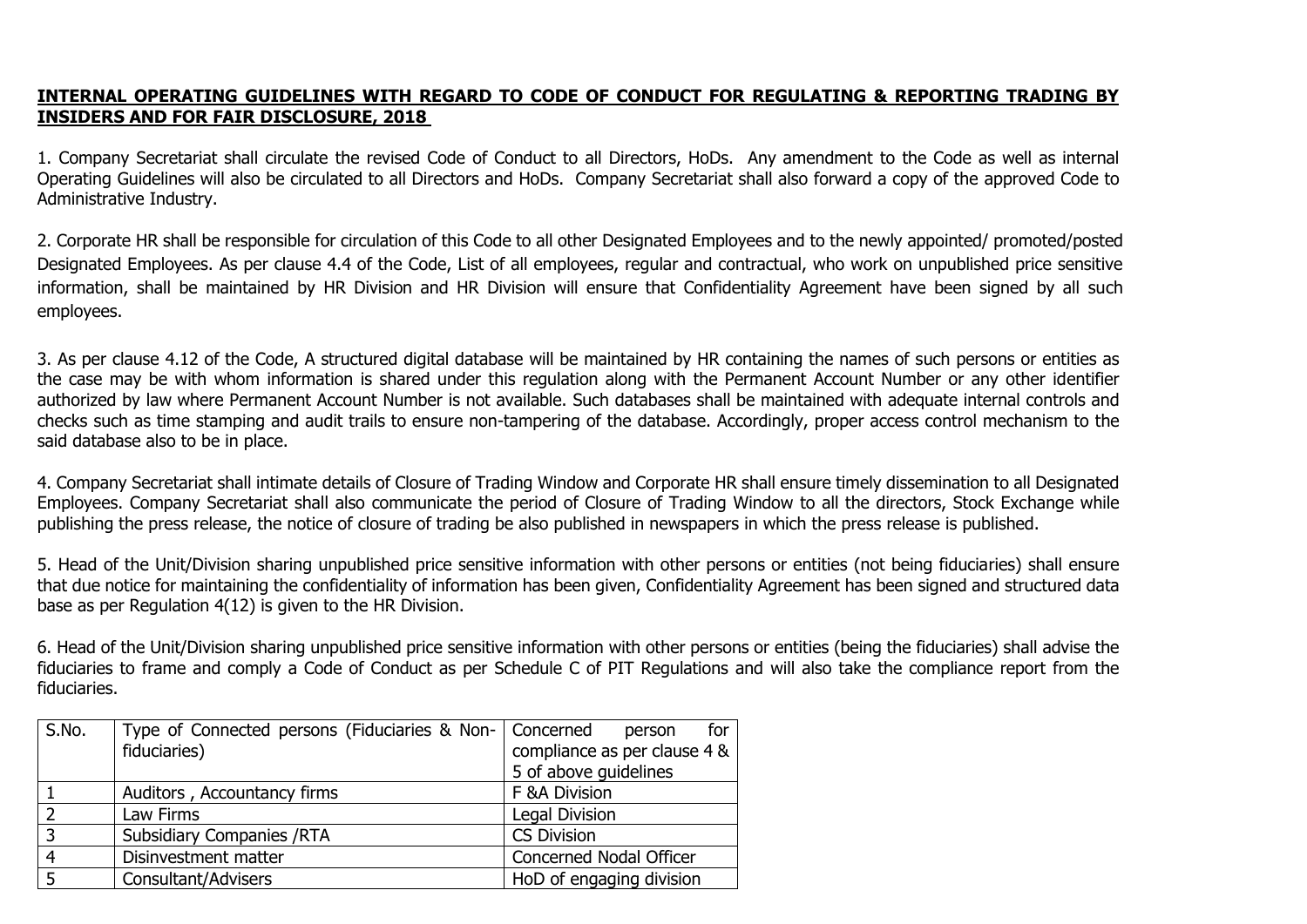**INTERNAL OPERATING GUIDELINES WITH REGARD TO CODE OF CONDUCT FOR REGULATING & REPORTING TRADING BY INSIDERS AND FOR FAIR DISCLOSURE, 2018**

1. Company Secretariat shall circulate the revised Code of Conduct to all Directors, HoDs. Any amendment to the Code as well as internal Operating Guidelines will also be circulated to all Directors and HoDs. Company Secretariat shall also forward a copy of the approved Code to Administrative Industry.

2. Corporate HR shall be responsible for circulation of this Code to all other Designated Employees and to the newly appointed/ promoted/posted Designated Employees. As per clause 4.4 of the Code, List of all employees, regular and contractual, who work on unpublished price sensitive information, shall be maintained by HR Division and HR Division will ensure that Confidentiality Agreement have been signed by all such employees.

3. As per clause 4.12 of the Code, A structured digital database will be maintained by HR containing the names of such persons or entities as the case may be with whom information is shared under this regulation along with the Permanent Account Number or any other identifier authorized by law where Permanent Account Number is not available. Such databases shall be maintained with adequate internal controls and checks such as time stamping and audit trails to ensure non-tampering of the database. Accordingly, proper access control mechanism to the said database also to be in place.

4. Company Secretariat shall intimate details of Closure of Trading Window and Corporate HR shall ensure timely dissemination to all Designated Employees. Company Secretariat shall also communicate the period of Closure of Trading Window to all the directors, Stock Exchange while publishing the press release, the notice of closure of trading be also published in newspapers in which the press release is published.

5. Head of the Unit/Division sharing unpublished price sensitive information with other persons or entities (not being fiduciaries) shall ensure that due notice for maintaining the confidentiality of information has been given, Confidentiality Agreement has been signed and structured data base as per Regulation 4(12) is given to the HR Division.

6. Head of the Unit/Division sharing unpublished price sensitive information with other persons or entities (being the fiduciaries) shall advise the fiduciaries to frame and comply a Code of Conduct as per Schedule C of PIT Regulations and will also take the compliance report from the fiduciaries.

| S.No. | Type of Connected persons (Fiduciaries & Non-fiduciaries) | Concerned person for compliance as per clause 4 & 5 of above guidelines |
|---|---|---|
| 1 | Auditors , Accountancy firms | F &A Division |
| 2 | Law Firms | Legal Division |
| 3 | Subsidiary Companies /RTA | CS Division |
| 4 | Disinvestment matter | Concerned Nodal Officer |
| 5 | Consultant/Advisers | HoD of engaging division |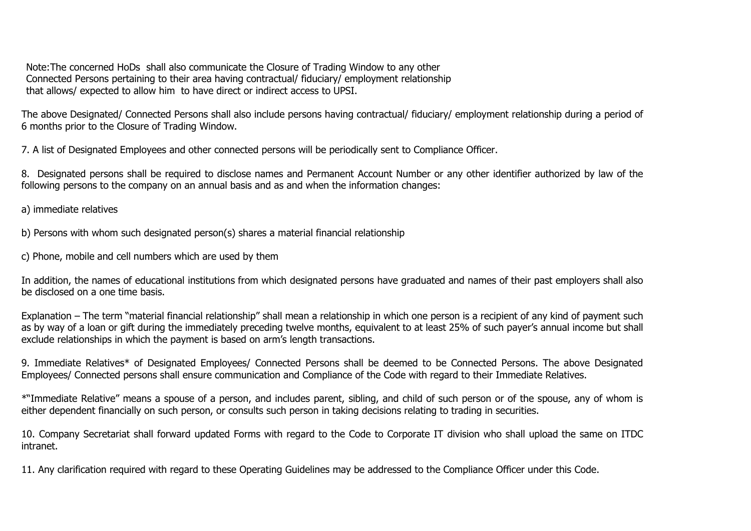Note:The concerned HoDs shall also communicate the Closure of Trading Window to any other Connected Persons pertaining to their area having contractual/ fiduciary/ employment relationship that allows/ expected to allow him to have direct or indirect access to UPSI.

The above Designated/ Connected Persons shall also include persons having contractual/ fiduciary/ employment relationship during a period of 6 months prior to the Closure of Trading Window.

7. A list of Designated Employees and other connected persons will be periodically sent to Compliance Officer.

8. Designated persons shall be required to disclose names and Permanent Account Number or any other identifier authorized by law of the following persons to the company on an annual basis and as and when the information changes:

a) immediate relatives

b) Persons with whom such designated person(s) shares a material financial relationship

c) Phone, mobile and cell numbers which are used by them

In addition, the names of educational institutions from which designated persons have graduated and names of their past employers shall also be disclosed on a one time basis.

Explanation – The term "material financial relationship" shall mean a relationship in which one person is a recipient of any kind of payment such as by way of a loan or gift during the immediately preceding twelve months, equivalent to at least 25% of such payer's annual income but shall exclude relationships in which the payment is based on arm's length transactions.

9. Immediate Relatives* of Designated Employees/ Connected Persons shall be deemed to be Connected Persons. The above Designated Employees/ Connected persons shall ensure communication and Compliance of the Code with regard to their Immediate Relatives.

*"Immediate Relative" means a spouse of a person, and includes parent, sibling, and child of such person or of the spouse, any of whom is either dependent financially on such person, or consults such person in taking decisions relating to trading in securities.

10. Company Secretariat shall forward updated Forms with regard to the Code to Corporate IT division who shall upload the same on ITDC intranet.

11. Any clarification required with regard to these Operating Guidelines may be addressed to the Compliance Officer under this Code.